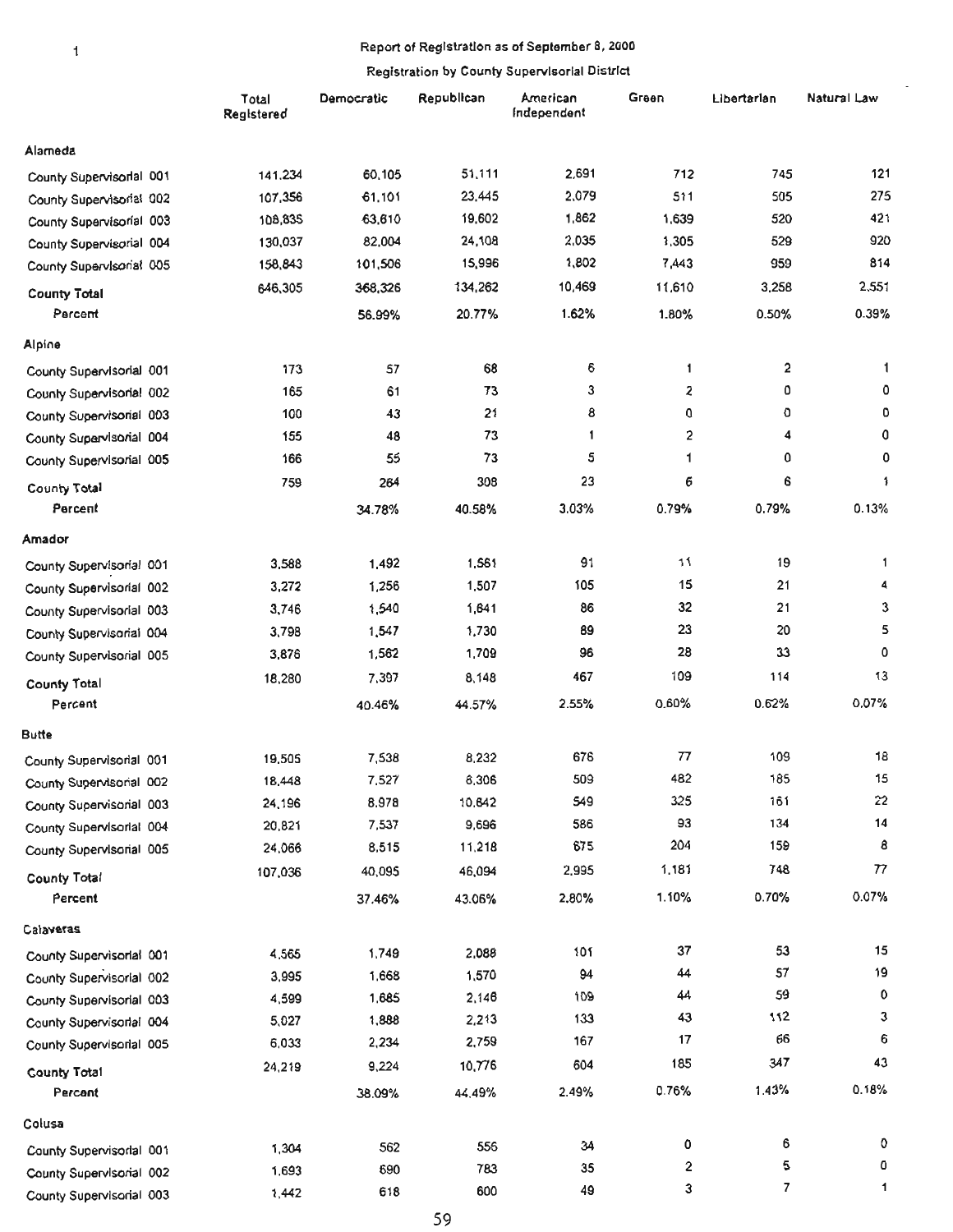Report of Registration as of September 8, 2000

Registration by County Supervisorial District

| | Total Registered | Democratic | Republican | American Independent | Green | Libertarian | Natural Law |
|---|---|---|---|---|---|---|---|
| **Alameda** | | | | | | | |
| County Supervisorial 001 | 141,234 | 60,105 | 51,111 | 2,691 | 712 | 745 | 121 |
| County Supervisorial 002 | 107,356 | 61,101 | 23,445 | 2,079 | 511 | 505 | 275 |
| County Supervisorial 003 | 108,835 | 63,610 | 19,602 | 1,862 | 1,639 | 520 | 421 |
| County Supervisorial 004 | 130,037 | 82,004 | 24,108 | 2,035 | 1,305 | 529 | 920 |
| County Supervisorial 005 | 158,843 | 101,506 | 15,996 | 1,802 | 7,443 | 959 | 814 |
| **County Total** | 646,305 | 368,326 | 134,262 | 10,469 | 11,610 | 3,258 | 2,551 |
| **Percent** | | 56.99% | 20.77% | 1.62% | 1.80% | 0.50% | 0.39% |
| **Alpine** | | | | | | | |
| County Supervisorial 001 | 173 | 57 | 68 | 6 | 1 | 2 | 1 |
| County Supervisorial 002 | 165 | 61 | 73 | 3 | 2 | 0 | 0 |
| County Supervisorial 003 | 100 | 43 | 21 | 8 | 0 | 0 | 0 |
| County Supervisorial 004 | 155 | 48 | 73 | 1 | 2 | 4 | 0 |
| County Supervisorial 005 | 166 | 55 | 73 | 5 | 1 | 0 | 0 |
| **County Total** | 759 | 264 | 308 | 23 | 6 | 6 | 1 |
| **Percent** | | 34.78% | 40.58% | 3.03% | 0.79% | 0.79% | 0.13% |
| **Amador** | | | | | | | |
| County Supervisorial 001 | 3,588 | 1,492 | 1,561 | 91 | 11 | 19 | 1 |
| County Supervisorial 002 | 3,272 | 1,256 | 1,507 | 105 | 15 | 21 | 4 |
| County Supervisorial 003 | 3,746 | 1,540 | 1,641 | 86 | 32 | 21 | 3 |
| County Supervisorial 004 | 3,798 | 1,547 | 1,730 | 89 | 23 | 20 | 5 |
| County Supervisorial 005 | 3,876 | 1,562 | 1,709 | 96 | 28 | 33 | 0 |
| **County Total** | 18,280 | 7,397 | 8,148 | 467 | 109 | 114 | 13 |
| **Percent** | | 40.46% | 44.57% | 2.55% | 0.60% | 0.62% | 0.07% |
| **Butte** | | | | | | | |
| County Supervisorial 001 | 19,505 | 7,538 | 8,232 | 676 | 77 | 109 | 18 |
| County Supervisorial 002 | 18,448 | 7,527 | 6,306 | 509 | 482 | 185 | 15 |
| County Supervisorial 003 | 24,196 | 8,978 | 10,642 | 549 | 325 | 161 | 22 |
| County Supervisorial 004 | 20,821 | 7,537 | 9,696 | 586 | 93 | 134 | 14 |
| County Supervisorial 005 | 24,066 | 8,515 | 11,218 | 675 | 204 | 159 | 8 |
| **County Total** | 107,036 | 40,095 | 46,094 | 2,995 | 1,181 | 748 | 77 |
| **Percent** | | 37.46% | 43.06% | 2.80% | 1.10% | 0.70% | 0.07% |
| **Calaveras** | | | | | | | |
| County Supervisorial 001 | 4,565 | 1,749 | 2,088 | 101 | 37 | 53 | 15 |
| County Supervisorial 002 | 3,995 | 1,668 | 1,570 | 94 | 44 | 57 | 19 |
| County Supervisorial 003 | 4,599 | 1,685 | 2,146 | 109 | 44 | 59 | 0 |
| County Supervisorial 004 | 5,027 | 1,888 | 2,213 | 133 | 43 | 112 | 3 |
| County Supervisorial 005 | 6,033 | 2,234 | 2,759 | 167 | 17 | 66 | 6 |
| **County Total** | 24,219 | 9,224 | 10,776 | 604 | 185 | 347 | 43 |
| **Percent** | | 38.09% | 44.49% | 2.49% | 0.76% | 1.43% | 0.18% |
| **Colusa** | | | | | | | |
| County Supervisorial 001 | 1,304 | 562 | 556 | 34 | 0 | 6 | 0 |
| County Supervisorial 002 | 1,693 | 690 | 783 | 35 | 2 | 5 | 0 |
| County Supervisorial 003 | 1,442 | 618 | 600 | 49 | 3 | 7 | 1 |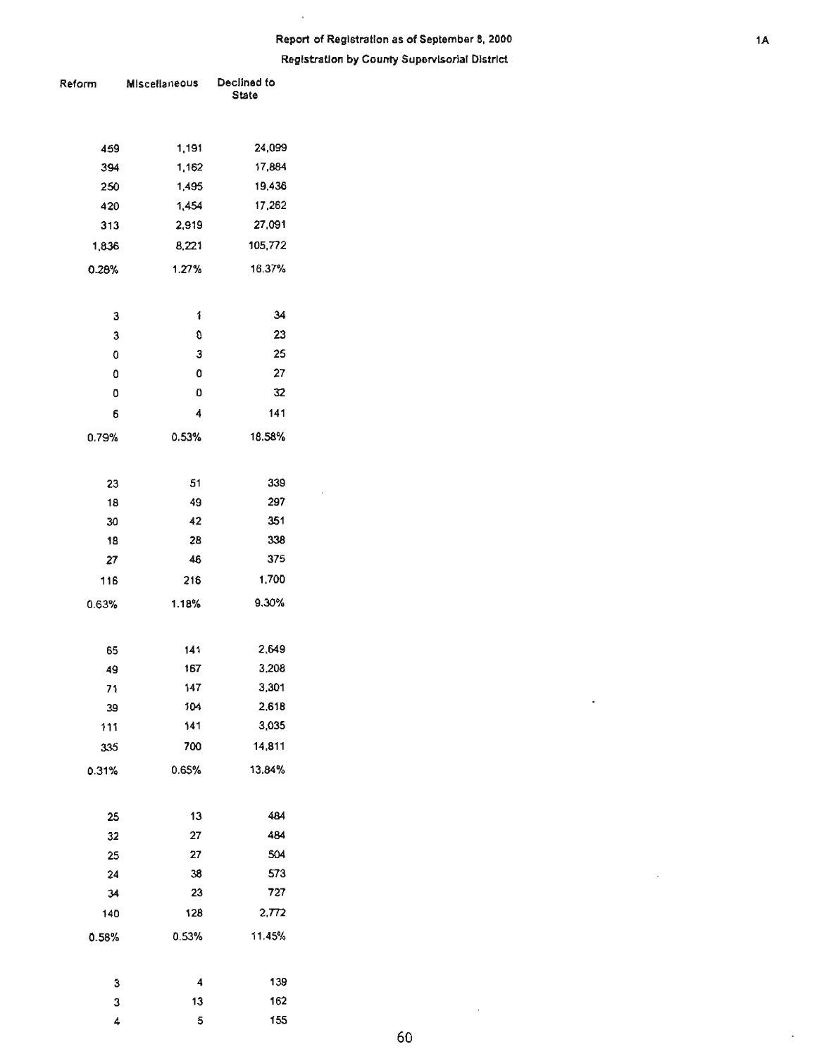Report of Registration as of September 8, 2000

Registration by County Supervisorial District

| Reform | Miscellaneous | Declined to State |
|---|---|---|
| 459 | 1,191 | 24,099 |
| 394 | 1,162 | 17,884 |
| 250 | 1,495 | 19,436 |
| 420 | 1,454 | 17,262 |
| 313 | 2,919 | 27,091 |
| 1,836 | 8,221 | 105,772 |
| 0.28% | 1.27% | 16.37% |
| | | |
| 3 | 1 | 34 |
| 3 | 0 | 23 |
| 0 | 3 | 25 |
| 0 | 0 | 27 |
| 0 | 0 | 32 |
| 6 | 4 | 141 |
| 0.79% | 0.53% | 18.58% |
| | | |
| 23 | 51 | 339 |
| 18 | 49 | 297 |
| 30 | 42 | 351 |
| 18 | 28 | 338 |
| 27 | 46 | 375 |
| 116 | 216 | 1,700 |
| 0.63% | 1.18% | 9.30% |
| | | |
| 65 | 141 | 2,649 |
| 49 | 167 | 3,208 |
| 71 | 147 | 3,301 |
| 39 | 104 | 2,618 |
| 111 | 141 | 3,035 |
| 335 | 700 | 14,811 |
| 0.31% | 0.65% | 13.84% |
| | | |
| 25 | 13 | 484 |
| 32 | 27 | 484 |
| 25 | 27 | 504 |
| 24 | 38 | 573 |
| 34 | 23 | 727 |
| 140 | 128 | 2,772 |
| 0.58% | 0.53% | 11.45% |
| | | |
| 3 | 4 | 139 |
| 3 | 13 | 162 |
| 4 | 5 | 155 |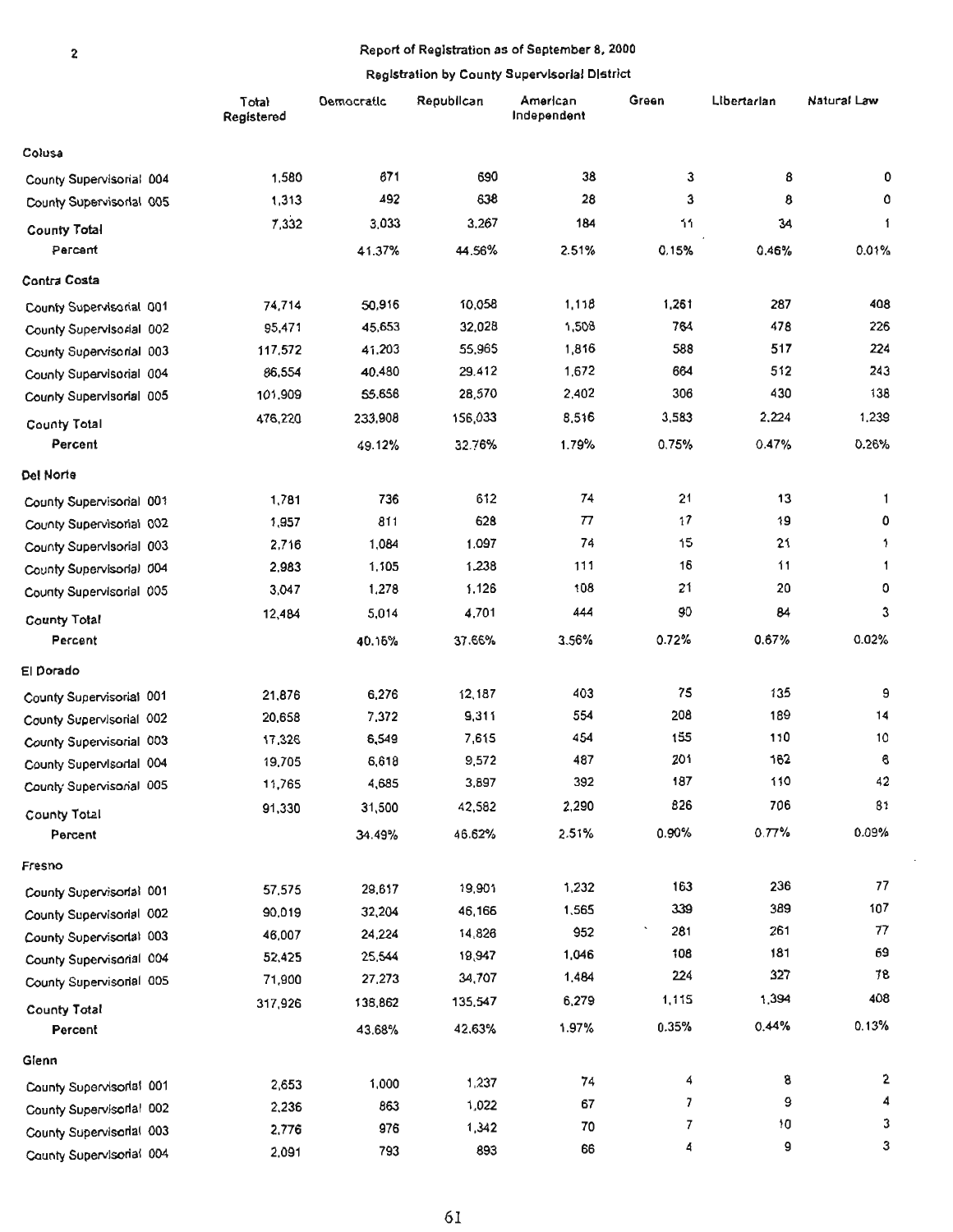Report of Registration as of September 8, 2000

Registration by County Supervisorial District

| | Total Registered | Democratic | Republican | American Independent | Green | Libertarian | Natural Law |
|---|---|---|---|---|---|---|---|
| **Colusa** | | | | | | | |
| County Supervisorial 004 | 1,580 | 671 | 690 | 38 | 3 | 8 | 0 |
| County Supervisorial 005 | 1,313 | 492 | 638 | 28 | 3 | 8 | 0 |
| **County Total** | 7,332 | 3,033 | 3,267 | 184 | 11 | 34 | 1 |
| **Percent** | | 41.37% | 44.56% | 2.51% | 0.15% | 0.46% | 0.01% |
| **Contra Costa** | | | | | | | |
| County Supervisorial 001 | 74,714 | 50,916 | 10,058 | 1,118 | 1,261 | 287 | 408 |
| County Supervisorial 002 | 95,471 | 45,653 | 32,028 | 1,508 | 764 | 478 | 226 |
| County Supervisorial 003 | 117,572 | 41,203 | 55,965 | 1,816 | 588 | 517 | 224 |
| County Supervisorial 004 | 86,554 | 40,480 | 29,412 | 1,672 | 664 | 512 | 243 |
| County Supervisorial 005 | 101,909 | 55,656 | 28,570 | 2,402 | 306 | 430 | 138 |
| **County Total** | 476,220 | 233,908 | 156,033 | 8,516 | 3,583 | 2,224 | 1,239 |
| **Percent** | | 49.12% | 32.76% | 1.79% | 0.75% | 0.47% | 0.26% |
| **Del Norte** | | | | | | | |
| County Supervisorial 001 | 1,781 | 736 | 612 | 74 | 21 | 13 | 1 |
| County Supervisorial 002 | 1,957 | 811 | 628 | 77 | 17 | 19 | 0 |
| County Supervisorial 003 | 2,716 | 1,084 | 1,097 | 74 | 15 | 21 | 1 |
| County Supervisorial 004 | 2,983 | 1,105 | 1,238 | 111 | 16 | 11 | 1 |
| County Supervisorial 005 | 3,047 | 1,278 | 1,126 | 108 | 21 | 20 | 0 |
| **County Total** | 12,484 | 5,014 | 4,701 | 444 | 90 | 84 | 3 |
| **Percent** | | 40.16% | 37.66% | 3.56% | 0.72% | 0.67% | 0.02% |
| **El Dorado** | | | | | | | |
| County Supervisorial 001 | 21,876 | 6,276 | 12,187 | 403 | 75 | 135 | 9 |
| County Supervisorial 002 | 20,658 | 7,372 | 9,311 | 554 | 208 | 189 | 14 |
| County Supervisorial 003 | 17,326 | 6,549 | 7,615 | 454 | 155 | 110 | 10 |
| County Supervisorial 004 | 19,705 | 6,618 | 9,572 | 487 | 201 | 162 | 6 |
| County Supervisorial 005 | 11,765 | 4,685 | 3,897 | 392 | 187 | 110 | 42 |
| **County Total** | 91,330 | 31,500 | 42,582 | 2,290 | 826 | 706 | 81 |
| **Percent** | | 34.49% | 46.62% | 2.51% | 0.90% | 0.77% | 0.09% |
| **Fresno** | | | | | | | |
| County Supervisorial 001 | 57,575 | 29,617 | 19,901 | 1,232 | 163 | 236 | 77 |
| County Supervisorial 002 | 90,019 | 32,204 | 46,166 | 1,565 | 339 | 389 | 107 |
| County Supervisorial 003 | 46,007 | 24,224 | 14,826 | 952 | 281 | 261 | 77 |
| County Supervisorial 004 | 52,425 | 25,544 | 19,947 | 1,046 | 108 | 181 | 69 |
| County Supervisorial 005 | 71,900 | 27,273 | 34,707 | 1,484 | 224 | 327 | 78 |
| **County Total** | 317,926 | 138,862 | 135,547 | 6,279 | 1,115 | 1,394 | 408 |
| **Percent** | | 43.68% | 42.63% | 1.97% | 0.35% | 0.44% | 0.13% |
| **Glenn** | | | | | | | |
| County Supervisorial 001 | 2,653 | 1,000 | 1,237 | 74 | 4 | 8 | 2 |
| County Supervisorial 002 | 2,236 | 863 | 1,022 | 67 | 7 | 9 | 4 |
| County Supervisorial 003 | 2,776 | 976 | 1,342 | 70 | 7 | 10 | 3 |
| County Supervisorial 004 | 2,091 | 793 | 893 | 66 | 4 | 9 | 3 |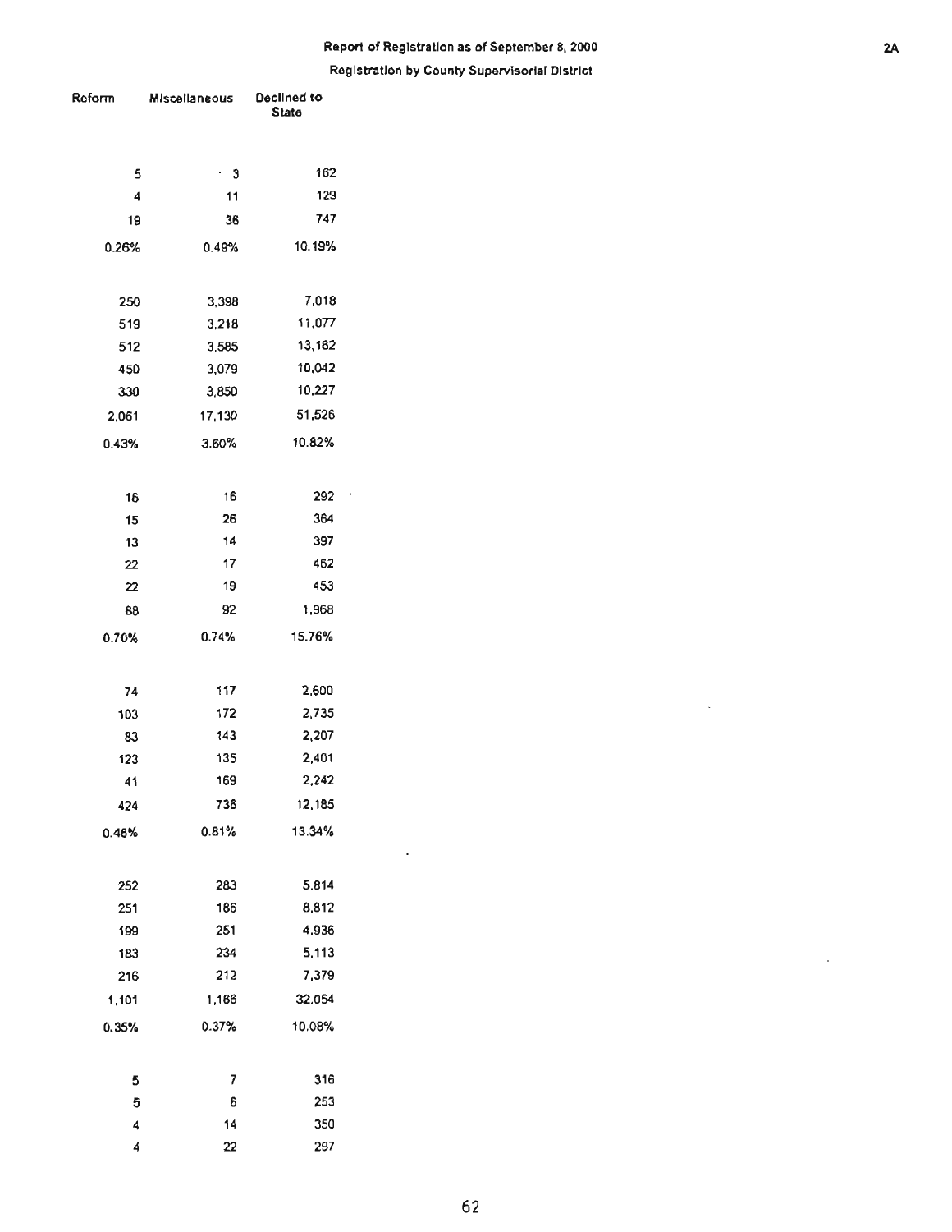## Report of Registration as of September 8, 2000

### Registration by County Supervisorial District

| Reform | Miscellaneous | Declined to State |
|---|---|---|
| | | |
| 5 | 3 | 162 |
| 4 | 11 | 129 |
| 19 | 36 | 747 |
| 0.26% | 0.49% | 10.19% |
| | | |
| 250 | 3,398 | 7,018 |
| 519 | 3,218 | 11,077 |
| 512 | 3,585 | 13,162 |
| 450 | 3,079 | 10,042 |
| 330 | 3,850 | 10,227 |
| 2,061 | 17,130 | 51,526 |
| 0.43% | 3.60% | 10.82% |
| | | |
| 16 | 16 | 292 |
| 15 | 26 | 364 |
| 13 | 14 | 397 |
| 22 | 17 | 462 |
| 22 | 19 | 453 |
| 88 | 92 | 1,968 |
| 0.70% | 0.74% | 15.76% |
| | | |
| 74 | 117 | 2,600 |
| 103 | 172 | 2,735 |
| 83 | 143 | 2,207 |
| 123 | 135 | 2,401 |
| 41 | 169 | 2,242 |
| 424 | 736 | 12,185 |
| 0.46% | 0.81% | 13.34% |
| | | |
| 252 | 283 | 5,814 |
| 251 | 186 | 8,812 |
| 199 | 251 | 4,936 |
| 183 | 234 | 5,113 |
| 216 | 212 | 7,379 |
| 1,101 | 1,166 | 32,054 |
| 0.35% | 0.37% | 10.08% |
| | | |
| 5 | 7 | 316 |
| 5 | 6 | 253 |
| 4 | 14 | 350 |
| 4 | 22 | 297 |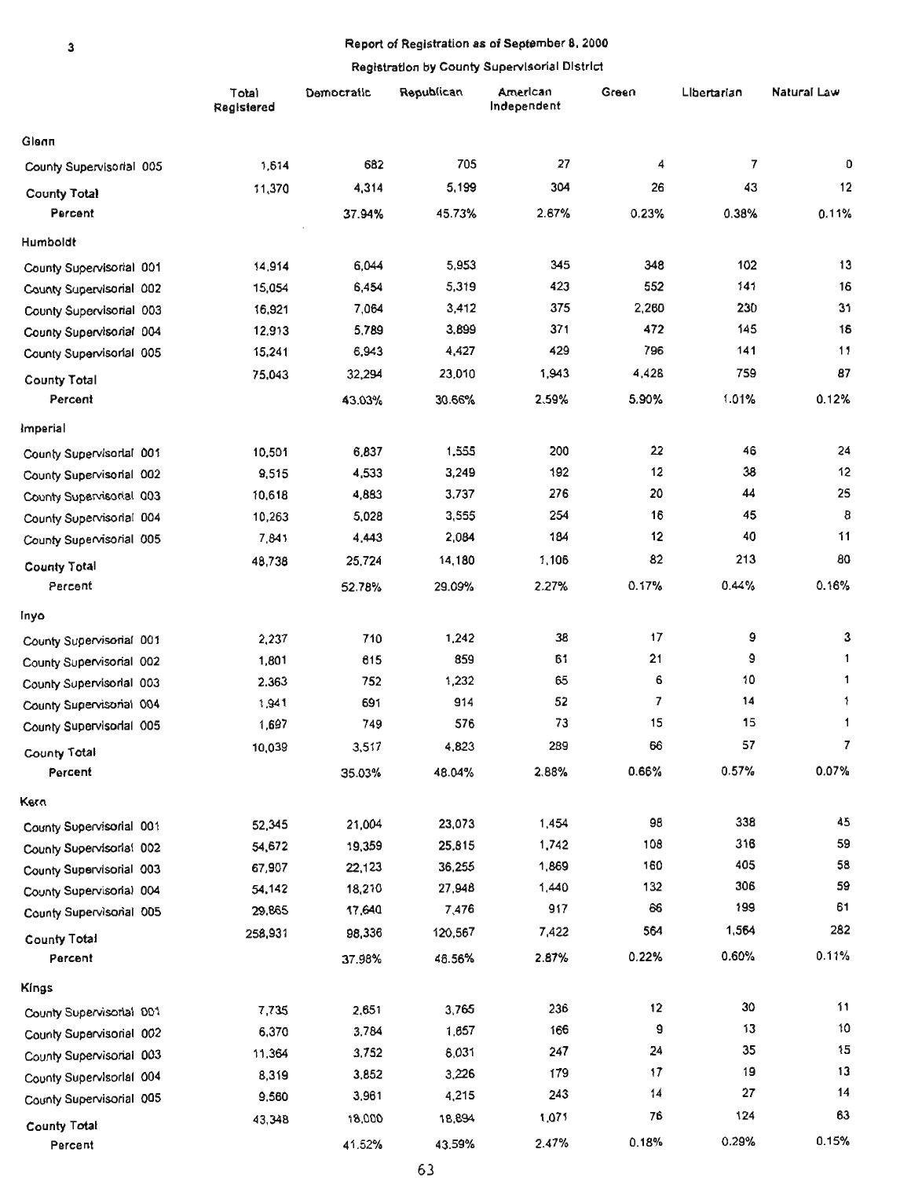Report of Registration as of September 8, 2000

Registration by County Supervisorial District

| | Total Registered | Democratic | Republican | American Independent | Green | Libertarian | Natural Law |
|---|---|---|---|---|---|---|---|
| **Glenn** | | | | | | | |
| County Supervisorial 005 | 1,614 | 682 | 705 | 27 | 4 | 7 | 0 |
| **County Total** | 11,370 | 4,314 | 5,199 | 304 | 26 | 43 | 12 |
| **Percent** | | 37.94% | 45.73% | 2.67% | 0.23% | 0.38% | 0.11% |
| **Humboldt** | | | | | | | |
| County Supervisorial 001 | 14,914 | 6,044 | 5,953 | 345 | 348 | 102 | 13 |
| County Supervisorial 002 | 15,054 | 6,454 | 5,319 | 423 | 552 | 141 | 16 |
| County Supervisorial 003 | 16,921 | 7,064 | 3,412 | 375 | 2,260 | 230 | 31 |
| County Supervisorial 004 | 12,913 | 5,789 | 3,899 | 371 | 472 | 145 | 16 |
| County Supervisorial 005 | 15,241 | 6,943 | 4,427 | 429 | 796 | 141 | 11 |
| **County Total** | 75,043 | 32,294 | 23,010 | 1,943 | 4,428 | 759 | 87 |
| **Percent** | | 43.03% | 30.66% | 2.59% | 5.90% | 1.01% | 0.12% |
| **Imperial** | | | | | | | |
| County Supervisorial 001 | 10,501 | 6,837 | 1,555 | 200 | 22 | 46 | 24 |
| County Supervisorial 002 | 9,515 | 4,533 | 3,249 | 192 | 12 | 38 | 12 |
| County Supervisorial 003 | 10,618 | 4,883 | 3,737 | 276 | 20 | 44 | 25 |
| County Supervisorial 004 | 10,263 | 5,028 | 3,555 | 254 | 16 | 45 | 8 |
| County Supervisorial 005 | 7,841 | 4,443 | 2,084 | 184 | 12 | 40 | 11 |
| **County Total** | 48,738 | 25,724 | 14,180 | 1,106 | 82 | 213 | 80 |
| **Percent** | | 52.78% | 29.09% | 2.27% | 0.17% | 0.44% | 0.16% |
| **Inyo** | | | | | | | |
| County Supervisorial 001 | 2,237 | 710 | 1,242 | 38 | 17 | 9 | 3 |
| County Supervisorial 002 | 1,801 | 615 | 859 | 61 | 21 | 9 | 1 |
| County Supervisorial 003 | 2,363 | 752 | 1,232 | 65 | 6 | 10 | 1 |
| County Supervisorial 004 | 1,941 | 691 | 914 | 52 | 7 | 14 | 1 |
| County Supervisorial 005 | 1,697 | 749 | 576 | 73 | 15 | 15 | 1 |
| **County Total** | 10,039 | 3,517 | 4,823 | 289 | 66 | 57 | 7 |
| **Percent** | | 35.03% | 48.04% | 2.88% | 0.66% | 0.57% | 0.07% |
| **Kern** | | | | | | | |
| County Supervisorial 001 | 52,345 | 21,004 | 23,073 | 1,454 | 98 | 338 | 45 |
| County Supervisorial 002 | 54,672 | 19,359 | 25,815 | 1,742 | 108 | 316 | 59 |
| County Supervisorial 003 | 67,907 | 22,123 | 36,255 | 1,869 | 160 | 405 | 58 |
| County Supervisorial 004 | 54,142 | 18,210 | 27,948 | 1,440 | 132 | 306 | 59 |
| County Supervisorial 005 | 29,865 | 17,640 | 7,476 | 917 | 66 | 199 | 61 |
| **County Total** | 258,931 | 98,336 | 120,567 | 7,422 | 564 | 1,564 | 282 |
| **Percent** | | 37.98% | 46.56% | 2.87% | 0.22% | 0.60% | 0.11% |
| **Kings** | | | | | | | |
| County Supervisorial 001 | 7,735 | 2,651 | 3,765 | 236 | 12 | 30 | 11 |
| County Supervisorial 002 | 6,370 | 3,784 | 1,657 | 166 | 9 | 13 | 10 |
| County Supervisorial 003 | 11,364 | 3,752 | 6,031 | 247 | 24 | 35 | 15 |
| County Supervisorial 004 | 8,319 | 3,852 | 3,226 | 179 | 17 | 19 | 13 |
| County Supervisorial 005 | 9,560 | 3,961 | 4,215 | 243 | 14 | 27 | 14 |
| **County Total** | 43,348 | 18,000 | 18,894 | 1,071 | 76 | 124 | 63 |
| **Percent** | | 41.52% | 43.59% | 2.47% | 0.18% | 0.29% | 0.15% |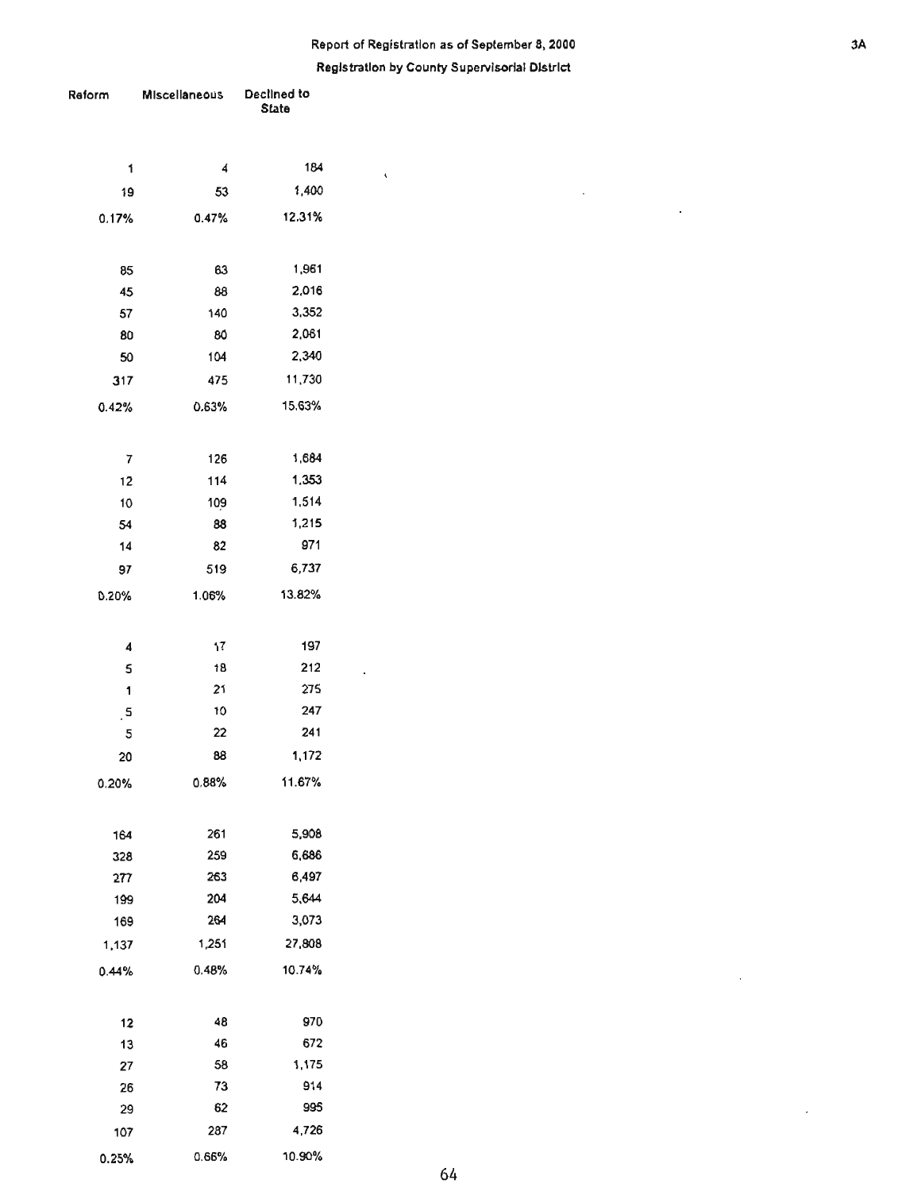Report of Registration as of September 8, 2000

Registration by County Supervisorial District

| Reform | Miscellaneous | Declined to State |
|---|---|---|
| 1 | 4 | 184 |
| 19 | 53 | 1,400 |
| 0.17% | 0.47% | 12.31% |
| | | |
| 85 | 63 | 1,961 |
| 45 | 88 | 2,016 |
| 57 | 140 | 3,352 |
| 80 | 80 | 2,061 |
| 50 | 104 | 2,340 |
| 317 | 475 | 11,730 |
| 0.42% | 0.63% | 15.63% |
| | | |
| 7 | 126 | 1,684 |
| 12 | 114 | 1,353 |
| 10 | 109 | 1,514 |
| 54 | 88 | 1,215 |
| 14 | 82 | 971 |
| 97 | 519 | 6,737 |
| 0.20% | 1.06% | 13.82% |
| | | |
| 4 | 17 | 197 |
| 5 | 18 | 212 |
| 1 | 21 | 275 |
| 5 | 10 | 247 |
| 5 | 22 | 241 |
| 20 | 88 | 1,172 |
| 0.20% | 0.88% | 11.67% |
| | | |
| 164 | 261 | 5,908 |
| 328 | 259 | 6,686 |
| 277 | 263 | 6,497 |
| 199 | 204 | 5,644 |
| 169 | 264 | 3,073 |
| 1,137 | 1,251 | 27,808 |
| 0.44% | 0.48% | 10.74% |
| | | |
| 12 | 48 | 970 |
| 13 | 46 | 672 |
| 27 | 58 | 1,175 |
| 26 | 73 | 914 |
| 29 | 62 | 995 |
| 107 | 287 | 4,726 |
| 0.25% | 0.66% | 10.90% |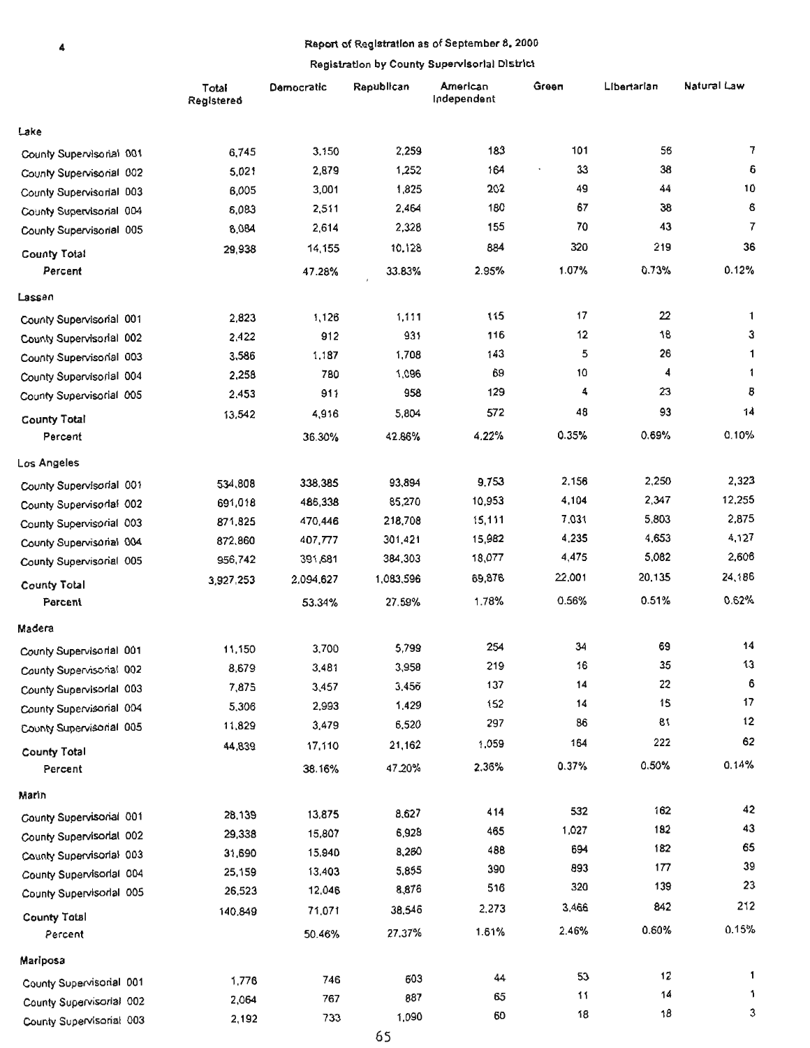## Report of Registration as of September 8, 2000

### Registration by County Supervisorial District

| | Total Registered | Democratic | Republican | American Independent | Green | Libertarian | Natural Law |
|---|---|---|---|---|---|---|---|
| **Lake** | | | | | | | |
| County Supervisorial 001 | 6,745 | 3,150 | 2,259 | 183 | 101 | 56 | 7 |
| County Supervisorial 002 | 5,021 | 2,879 | 1,252 | 164 | 33 | 38 | 6 |
| County Supervisorial 003 | 6,005 | 3,001 | 1,825 | 202 | 49 | 44 | 10 |
| County Supervisorial 004 | 6,083 | 2,511 | 2,464 | 180 | 67 | 38 | 6 |
| County Supervisorial 005 | 6,084 | 2,614 | 2,328 | 155 | 70 | 43 | 7 |
| **County Total** | 29,938 | 14,155 | 10,128 | 884 | 320 | 219 | 36 |
| Percent | | 47.28% | 33.83% | 2.95% | 1.07% | 0.73% | 0.12% |
| **Lassen** | | | | | | | |
| County Supervisorial 001 | 2,823 | 1,126 | 1,111 | 115 | 17 | 22 | 1 |
| County Supervisorial 002 | 2,422 | 912 | 931 | 116 | 12 | 18 | 3 |
| County Supervisorial 003 | 3,586 | 1,187 | 1,708 | 143 | 5 | 26 | 1 |
| County Supervisorial 004 | 2,258 | 780 | 1,096 | 69 | 10 | 4 | 1 |
| County Supervisorial 005 | 2,453 | 911 | 958 | 129 | 4 | 23 | 8 |
| **County Total** | 13,542 | 4,916 | 5,804 | 572 | 48 | 93 | 14 |
| Percent | | 36.30% | 42.86% | 4.22% | 0.35% | 0.69% | 0.10% |
| **Los Angeles** | | | | | | | |
| County Supervisorial 001 | 534,808 | 338,385 | 93,894 | 9,753 | 2,156 | 2,250 | 2,323 |
| County Supervisorial 002 | 691,018 | 486,338 | 85,270 | 10,953 | 4,104 | 2,347 | 12,255 |
| County Supervisorial 003 | 871,825 | 470,446 | 218,708 | 15,111 | 7,031 | 5,803 | 2,875 |
| County Supervisorial 004 | 872,860 | 407,777 | 301,421 | 15,982 | 4,235 | 4,653 | 4,127 |
| County Supervisorial 005 | 956,742 | 391,681 | 384,303 | 18,077 | 4,475 | 5,082 | 2,606 |
| **County Total** | 3,927,253 | 2,094,627 | 1,083,596 | 69,876 | 22,001 | 20,135 | 24,186 |
| Percent | | 53.34% | 27.59% | 1.78% | 0.56% | 0.51% | 0.62% |
| **Madera** | | | | | | | |
| County Supervisorial 001 | 11,150 | 3,700 | 5,799 | 254 | 34 | 69 | 14 |
| County Supervisorial 002 | 8,679 | 3,481 | 3,958 | 219 | 16 | 35 | 13 |
| County Supervisorial 003 | 7,875 | 3,457 | 3,456 | 137 | 14 | 22 | 6 |
| County Supervisorial 004 | 5,306 | 2,993 | 1,429 | 152 | 14 | 15 | 17 |
| County Supervisorial 005 | 11,829 | 3,479 | 6,520 | 297 | 86 | 81 | 12 |
| **County Total** | 44,839 | 17,110 | 21,162 | 1,059 | 164 | 222 | 62 |
| Percent | | 38.16% | 47.20% | 2.36% | 0.37% | 0.50% | 0.14% |
| **Marin** | | | | | | | |
| County Supervisorial 001 | 28,139 | 13,875 | 8,627 | 414 | 532 | 162 | 42 |
| County Supervisorial 002 | 29,338 | 15,807 | 6,928 | 465 | 1,027 | 182 | 43 |
| County Supervisorial 003 | 31,690 | 15,940 | 8,260 | 488 | 694 | 182 | 65 |
| County Supervisorial 004 | 25,159 | 13,403 | 5,855 | 390 | 893 | 177 | 39 |
| County Supervisorial 005 | 26,523 | 12,046 | 8,876 | 516 | 320 | 139 | 23 |
| **County Total** | 140,849 | 71,071 | 38,546 | 2,273 | 3,466 | 842 | 212 |
| Percent | | 50.46% | 27.37% | 1.61% | 2.46% | 0.60% | 0.15% |
| **Mariposa** | | | | | | | |
| County Supervisorial 001 | 1,776 | 746 | 603 | 44 | 53 | 12 | 1 |
| County Supervisorial 002 | 2,064 | 767 | 887 | 65 | 11 | 14 | 1 |
| County Supervisorial 003 | 2,192 | 733 | 1,090 | 60 | 18 | 18 | 3 |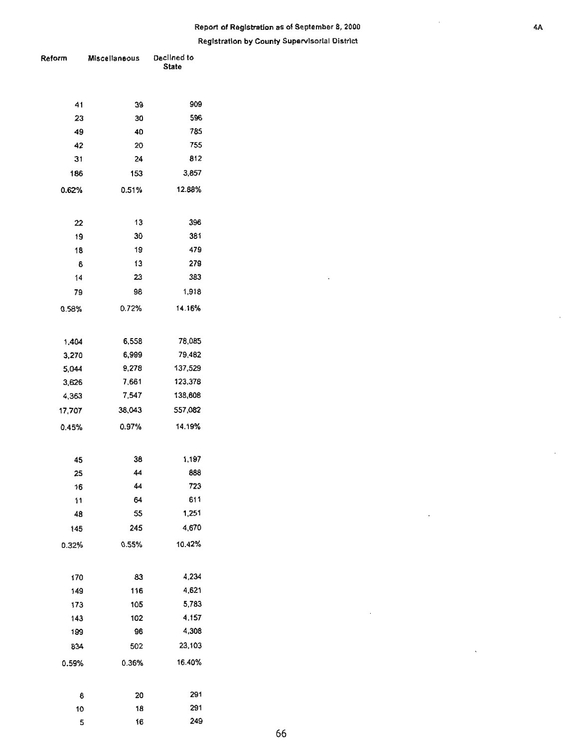## Report of Registration as of September 8, 2000

### Registration by County Supervisorial District

| Reform | Miscellaneous | Declined to State |
|---|---|---|
| 41 | 39 | 909 |
| 23 | 30 | 596 |
| 49 | 40 | 785 |
| 42 | 20 | 755 |
| 31 | 24 | 812 |
| 186 | 153 | 3,857 |
| 0.62% | 0.51% | 12.88% |
| | | |
| 22 | 13 | 396 |
| 19 | 30 | 381 |
| 18 | 19 | 479 |
| 6 | 13 | 279 |
| 14 | 23 | 383 |
| 79 | 98 | 1,918 |
| 0.58% | 0.72% | 14.16% |
| | | |
| 1,404 | 6,558 | 78,085 |
| 3,270 | 6,999 | 79,482 |
| 5,044 | 9,278 | 137,529 |
| 3,626 | 7,661 | 123,378 |
| 4,363 | 7,547 | 138,608 |
| 17,707 | 38,043 | 557,082 |
| 0.45% | 0.97% | 14.19% |
| | | |
| 45 | 38 | 1,197 |
| 25 | 44 | 888 |
| 16 | 44 | 723 |
| 11 | 64 | 611 |
| 48 | 55 | 1,251 |
| 145 | 245 | 4,670 |
| 0.32% | 0.55% | 10.42% |
| | | |
| 170 | 83 | 4,234 |
| 149 | 116 | 4,621 |
| 173 | 105 | 5,783 |
| 143 | 102 | 4,157 |
| 199 | 96 | 4,308 |
| 834 | 502 | 23,103 |
| 0.59% | 0.36% | 16.40% |
| | | |
| 6 | 20 | 291 |
| 10 | 18 | 291 |
| 5 | 16 | 249 |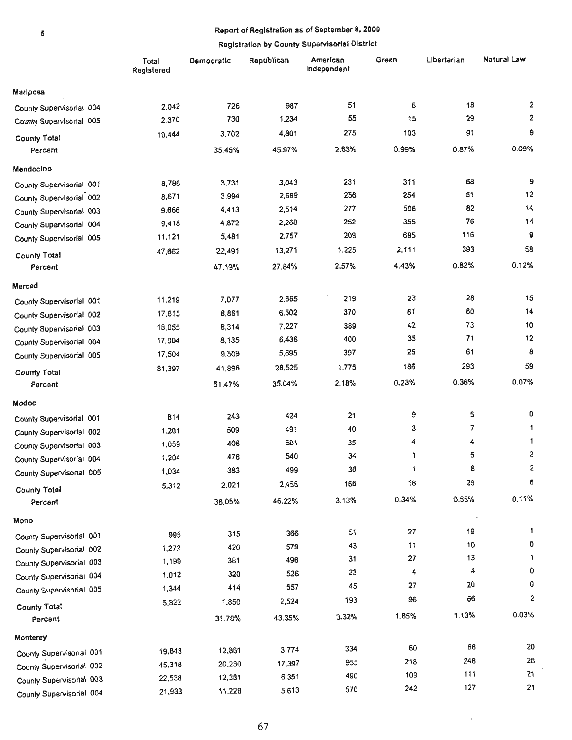## Report of Registration as of September 8, 2000

### Registration by County Supervisorial District

| | Total Registered | Democratic | Republican | American Independent | Green | Libertarian | Natural Law |
|---|---|---|---|---|---|---|---|
| **Mariposa** | | | | | | | |
| County Supervisorial 004 | 2,042 | 726 | 987 | 51 | 6 | 18 | 2 |
| County Supervisorial 005 | 2,370 | 730 | 1,234 | 55 | 15 | 29 | 2 |
| **County Total** | 10,444 | 3,702 | 4,801 | 275 | 103 | 91 | 9 |
| Percent | | 35.45% | 45.97% | 2.63% | 0.99% | 0.87% | 0.09% |
| **Mendocino** | | | | | | | |
| County Supervisorial 001 | 8,786 | 3,731 | 3,043 | 231 | 311 | 68 | 9 |
| County Supervisorial 002 | 8,671 | 3,994 | 2,689 | 256 | 254 | 51 | 12 |
| County Supervisorial 003 | 9,666 | 4,413 | 2,514 | 277 | 506 | 82 | 14 |
| County Supervisorial 004 | 9,418 | 4,872 | 2,268 | 252 | 355 | 76 | 14 |
| County Supervisorial 005 | 11,121 | 5,481 | 2,757 | 209 | 685 | 116 | 9 |
| **County Total** | 47,662 | 22,491 | 13,271 | 1,225 | 2,111 | 393 | 58 |
| Percent | | 47.19% | 27.84% | 2.57% | 4.43% | 0.82% | 0.12% |
| **Merced** | | | | | | | |
| County Supervisorial 001 | 11,219 | 7,077 | 2,665 | 219 | 23 | 28 | 15 |
| County Supervisorial 002 | 17,615 | 8,861 | 6,502 | 370 | 61 | 60 | 14 |
| County Supervisorial 003 | 18,055 | 8,314 | 7,227 | 389 | 42 | 73 | 10 |
| County Supervisorial 004 | 17,004 | 8,135 | 6,436 | 400 | 35 | 71 | 12 |
| County Supervisorial 005 | 17,504 | 9,509 | 5,695 | 397 | 25 | 61 | 8 |
| **County Total** | 81,397 | 41,896 | 28,525 | 1,775 | 186 | 293 | 59 |
| Percent | | 51.47% | 35.04% | 2.18% | 0.23% | 0.36% | 0.07% |
| **Modoc** | | | | | | | |
| County Supervisorial 001 | 814 | 243 | 424 | 21 | 9 | 5 | 0 |
| County Supervisorial 002 | 1,201 | 509 | 491 | 40 | 3 | 7 | 1 |
| County Supervisorial 003 | 1,059 | 408 | 501 | 35 | 4 | 4 | 1 |
| County Supervisorial 004 | 1,204 | 478 | 540 | 34 | 1 | 5 | 2 |
| County Supervisorial 005 | 1,034 | 383 | 499 | 36 | 1 | 8 | 2 |
| **County Total** | 5,312 | 2,021 | 2,455 | 166 | 18 | 29 | 6 |
| Percent | | 38.05% | 46.22% | 3.13% | 0.34% | 0.55% | 0.11% |
| **Mono** | | | | | | | |
| County Supervisorial 001 | 995 | 315 | 366 | 51 | 27 | 19 | 1 |
| County Supervisorial 002 | 1,272 | 420 | 579 | 43 | 11 | 10 | 0 |
| County Supervisorial 003 | 1,199 | 381 | 496 | 31 | 27 | 13 | 1 |
| County Supervisorial 004 | 1,012 | 320 | 526 | 23 | 4 | 4 | 0 |
| County Supervisorial 005 | 1,344 | 414 | 557 | 45 | 27 | 20 | 0 |
| **County Total** | 5,822 | 1,850 | 2,524 | 193 | 96 | 66 | 2 |
| Percent | | 31.78% | 43.35% | 3.32% | 1.65% | 1.13% | 0.03% |
| **Monterey** | | | | | | | |
| County Supervisorial 001 | 19,843 | 12,861 | 3,774 | 334 | 60 | 66 | 20 |
| County Supervisorial 002 | 45,318 | 20,280 | 17,397 | 955 | 218 | 248 | 28 |
| County Supervisorial 003 | 22,538 | 12,381 | 6,351 | 490 | 109 | 111 | 21 |
| County Supervisorial 004 | 21,933 | 11,228 | 5,613 | 570 | 242 | 127 | 21 |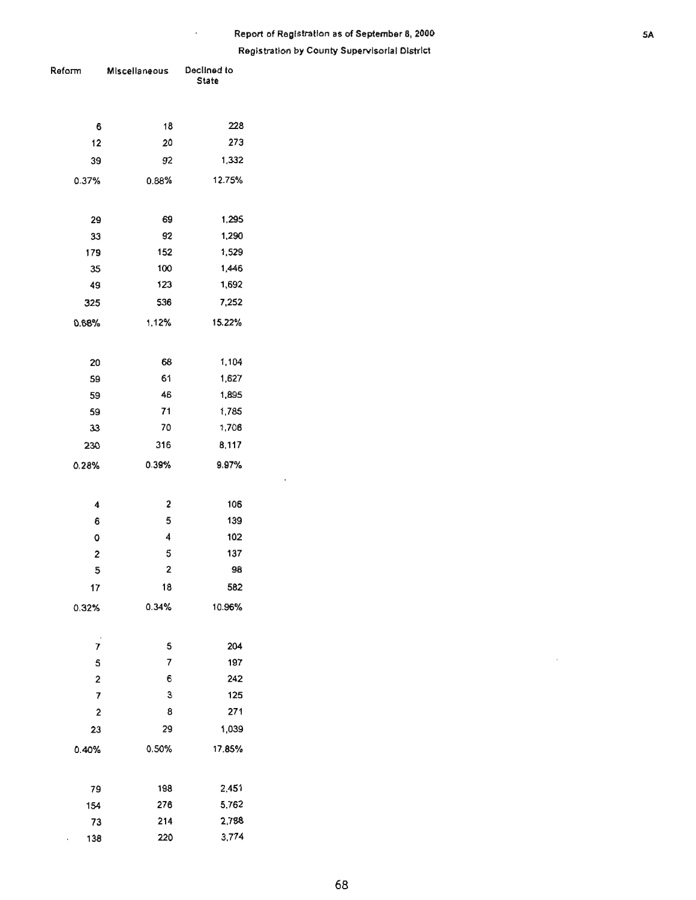## Report of Registration as of September 8, 2000

### Registration by County Supervisorial District

| Reform | Miscellaneous | Declined to State |
|---|---|---|
| | | |
| 6 | 18 | 228 |
| 12 | 20 | 273 |
| 39 | 92 | 1,332 |
| 0.37% | 0.88% | 12.75% |
| | | |
| 29 | 69 | 1,295 |
| 33 | 92 | 1,290 |
| 179 | 152 | 1,529 |
| 35 | 100 | 1,446 |
| 49 | 123 | 1,692 |
| 325 | 536 | 7,252 |
| 0.68% | 1.12% | 15.22% |
| | | |
| 20 | 68 | 1,104 |
| 59 | 61 | 1,627 |
| 59 | 46 | 1,895 |
| 59 | 71 | 1,785 |
| 33 | 70 | 1,706 |
| 230 | 316 | 8,117 |
| 0.28% | 0.39% | 9.97% |
| | | |
| 4 | 2 | 106 |
| 6 | 5 | 139 |
| 0 | 4 | 102 |
| 2 | 5 | 137 |
| 5 | 2 | 98 |
| 17 | 18 | 582 |
| 0.32% | 0.34% | 10.96% |
| | | |
| 7 | 5 | 204 |
| 5 | 7 | 197 |
| 2 | 6 | 242 |
| 7 | 3 | 125 |
| 2 | 8 | 271 |
| 23 | 29 | 1,039 |
| 0.40% | 0.50% | 17.85% |
| | | |
| 79 | 198 | 2,451 |
| 154 | 276 | 5,762 |
| 73 | 214 | 2,788 |
| 138 | 220 | 3,774 |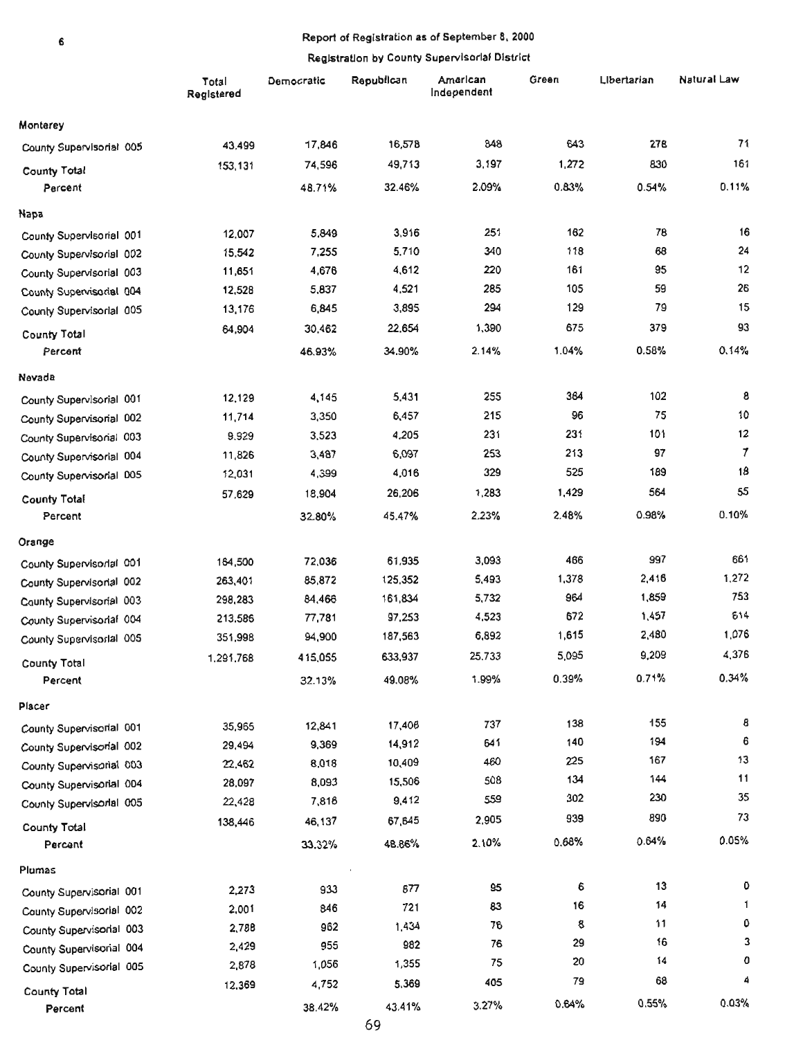## Report of Registration as of September 8, 2000

### Registration by County Supervisorial District

| | Total Registered | Democratic | Republican | American Independent | Green | Libertarian | Natural Law |
|---|---|---|---|---|---|---|---|
| **Monterey** | | | | | | | |
| County Supervisorial 005 | 43,499 | 17,846 | 16,578 | 848 | 643 | 278 | 71 |
| County Total | 153,131 | 74,596 | 49,713 | 3,197 | 1,272 | 830 | 161 |
| Percent | | 48.71% | 32.46% | 2.09% | 0.83% | 0.54% | 0.11% |
| **Napa** | | | | | | | |
| County Supervisorial 001 | 12,007 | 5,849 | 3,916 | 251 | 162 | 78 | 16 |
| County Supervisorial 002 | 15,542 | 7,255 | 5,710 | 340 | 118 | 68 | 24 |
| County Supervisorial 003 | 11,651 | 4,676 | 4,612 | 220 | 161 | 95 | 12 |
| County Supervisorial 004 | 12,528 | 5,837 | 4,521 | 285 | 105 | 59 | 26 |
| County Supervisorial 005 | 13,176 | 6,845 | 3,895 | 294 | 129 | 79 | 15 |
| County Total | 64,904 | 30,462 | 22,654 | 1,390 | 675 | 379 | 93 |
| Percent | | 46.93% | 34.90% | 2.14% | 1.04% | 0.58% | 0.14% |
| **Nevada** | | | | | | | |
| County Supervisorial 001 | 12,129 | 4,145 | 5,431 | 255 | 364 | 102 | 8 |
| County Supervisorial 002 | 11,714 | 3,350 | 6,457 | 215 | 96 | 75 | 10 |
| County Supervisorial 003 | 9,929 | 3,523 | 4,205 | 231 | 231 | 101 | 12 |
| County Supervisorial 004 | 11,826 | 3,487 | 6,097 | 253 | 213 | 97 | 7 |
| County Supervisorial 005 | 12,031 | 4,399 | 4,016 | 329 | 525 | 189 | 18 |
| County Total | 57,629 | 18,904 | 26,206 | 1,283 | 1,429 | 564 | 55 |
| Percent | | 32.80% | 45.47% | 2.23% | 2.48% | 0.98% | 0.10% |
| **Orange** | | | | | | | |
| County Supervisorial 001 | 164,500 | 72,036 | 61,935 | 3,093 | 466 | 997 | 661 |
| County Supervisorial 002 | 263,401 | 85,872 | 125,352 | 5,493 | 1,378 | 2,416 | 1,272 |
| County Supervisorial 003 | 298,283 | 84,466 | 161,834 | 5,732 | 964 | 1,859 | 753 |
| County Supervisorial 004 | 213,586 | 77,781 | 97,253 | 4,523 | 672 | 1,457 | 614 |
| County Supervisorial 005 | 351,998 | 94,900 | 187,563 | 6,892 | 1,615 | 2,480 | 1,076 |
| County Total | 1,291,768 | 415,055 | 633,937 | 25,733 | 5,095 | 9,209 | 4,376 |
| Percent | | 32.13% | 49.08% | 1.99% | 0.39% | 0.71% | 0.34% |
| **Placer** | | | | | | | |
| County Supervisorial 001 | 35,965 | 12,841 | 17,406 | 737 | 138 | 155 | 8 |
| County Supervisorial 002 | 29,494 | 9,369 | 14,912 | 641 | 140 | 194 | 6 |
| County Supervisorial 003 | 22,462 | 8,018 | 10,409 | 460 | 225 | 167 | 13 |
| County Supervisorial 004 | 28,097 | 8,093 | 15,506 | 508 | 134 | 144 | 11 |
| County Supervisorial 005 | 22,428 | 7,816 | 9,412 | 559 | 302 | 230 | 35 |
| County Total | 138,446 | 46,137 | 67,645 | 2,905 | 939 | 890 | 73 |
| Percent | | 33.32% | 48.86% | 2.10% | 0.68% | 0.64% | 0.05% |
| **Plumas** | | | | | | | |
| County Supervisorial 001 | 2,273 | 933 | 877 | 95 | 6 | 13 | 0 |
| County Supervisorial 002 | 2,001 | 846 | 721 | 83 | 16 | 14 | 1 |
| County Supervisorial 003 | 2,788 | 962 | 1,434 | 76 | 8 | 11 | 0 |
| County Supervisorial 004 | 2,429 | 955 | 982 | 76 | 29 | 16 | 3 |
| County Supervisorial 005 | 2,878 | 1,056 | 1,355 | 75 | 20 | 14 | 0 |
| County Total | 12,369 | 4,752 | 5,369 | 405 | 79 | 68 | 4 |
| Percent | | 38.42% | 43.41% | 3.27% | 0.64% | 0.55% | 0.03% |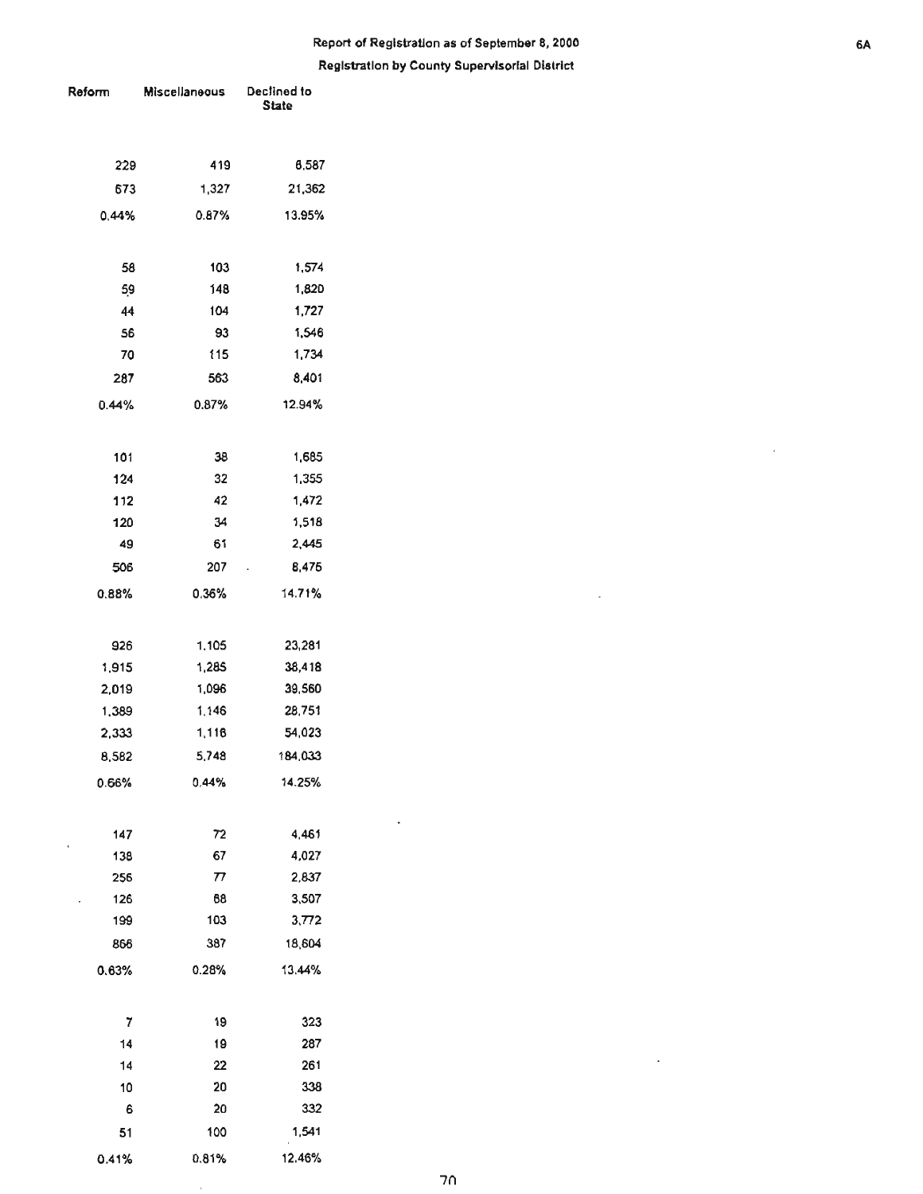Report of Registration as of September 8, 2000

Registration by County Supervisorial District

| Reform | Miscellaneous | Declined to State |
|---|---|---|
| 229 | 419 | 6,587 |
| 673 | 1,327 | 21,362 |
| 0.44% | 0.87% | 13.95% |
| | | |
| 58 | 103 | 1,574 |
| 59 | 148 | 1,820 |
| 44 | 104 | 1,727 |
| 56 | 93 | 1,546 |
| 70 | 115 | 1,734 |
| 287 | 563 | 8,401 |
| 0.44% | 0.87% | 12.94% |
| | | |
| 101 | 38 | 1,685 |
| 124 | 32 | 1,355 |
| 112 | 42 | 1,472 |
| 120 | 34 | 1,518 |
| 49 | 61 | 2,445 |
| 506 | 207 | 8,475 |
| 0.88% | 0.36% | 14.71% |
| | | |
| 926 | 1,105 | 23,281 |
| 1,915 | 1,285 | 38,418 |
| 2,019 | 1,096 | 39,560 |
| 1,389 | 1,146 | 28,751 |
| 2,333 | 1,116 | 54,023 |
| 8,582 | 5,748 | 184,033 |
| 0.66% | 0.44% | 14.25% |
| | | |
| 147 | 72 | 4,461 |
| 138 | 67 | 4,027 |
| 256 | 77 | 2,837 |
| 126 | 68 | 3,507 |
| 199 | 103 | 3,772 |
| 866 | 387 | 18,604 |
| 0.63% | 0.28% | 13.44% |
| | | |
| 7 | 19 | 323 |
| 14 | 19 | 287 |
| 14 | 22 | 261 |
| 10 | 20 | 338 |
| 6 | 20 | 332 |
| 51 | 100 | 1,541 |
| 0.41% | 0.81% | 12.46% |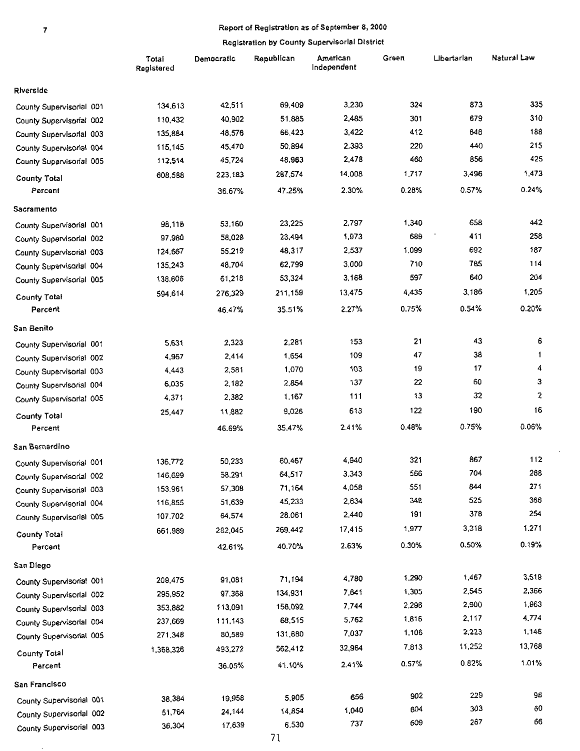## Report of Registration as of September 8, 2000

### Registration by County Supervisorial District

| | Total Registered | Democratic | Republican | American Independent | Green | Libertarian | Natural Law |
|---|---|---|---|---|---|---|---|
| **Riverside** | | | | | | | |
| County Supervisorial 001 | 134,613 | 42,511 | 69,409 | 3,230 | 324 | 873 | 335 |
| County Supervisorial 002 | 110,432 | 40,902 | 51,885 | 2,485 | 301 | 679 | 310 |
| County Supervisorial 003 | 135,884 | 48,576 | 66,423 | 3,422 | 412 | 648 | 188 |
| County Supervisorial 004 | 115,145 | 45,470 | 50,894 | 2,393 | 220 | 440 | 215 |
| County Supervisorial 005 | 112,514 | 45,724 | 48,963 | 2,478 | 460 | 856 | 425 |
| County Total | 608,588 | 223,183 | 287,574 | 14,008 | 1,717 | 3,496 | 1,473 |
| Percent | | 36.67% | 47.25% | 2.30% | 0.28% | 0.57% | 0.24% |
| **Sacramento** | | | | | | | |
| County Supervisorial 001 | 98,118 | 53,160 | 23,225 | 2,797 | 1,340 | 658 | 442 |
| County Supervisorial 002 | 97,980 | 58,028 | 23,494 | 1,973 | 689 | 411 | 258 |
| County Supervisorial 003 | 124,667 | 55,219 | 48,317 | 2,537 | 1,099 | 692 | 187 |
| County Supervisorial 004 | 135,243 | 48,704 | 62,799 | 3,000 | 710 | 785 | 114 |
| County Supervisorial 005 | 138,606 | 61,218 | 53,324 | 3,168 | 597 | 640 | 204 |
| County Total | 594,614 | 276,329 | 211,159 | 13,475 | 4,435 | 3,186 | 1,205 |
| Percent | | 46.47% | 35.51% | 2.27% | 0.75% | 0.54% | 0.20% |
| **San Benito** | | | | | | | |
| County Supervisorial 001 | 5,631 | 2,323 | 2,281 | 153 | 21 | 43 | 6 |
| County Supervisorial 002 | 4,967 | 2,414 | 1,654 | 109 | 47 | 38 | 1 |
| County Supervisorial 003 | 4,443 | 2,581 | 1,070 | 103 | 19 | 17 | 4 |
| County Supervisorial 004 | 6,035 | 2,182 | 2,854 | 137 | 22 | 60 | 3 |
| County Supervisorial 005 | 4,371 | 2,382 | 1,167 | 111 | 13 | 32 | 2 |
| County Total | 25,447 | 11,882 | 9,026 | 613 | 122 | 190 | 16 |
| Percent | | 46.69% | 35.47% | 2.41% | 0.48% | 0.75% | 0.06% |
| **San Bernardino** | | | | | | | |
| County Supervisorial 001 | 136,772 | 50,233 | 60,467 | 4,940 | 321 | 867 | 112 |
| County Supervisorial 002 | 146,699 | 58,291 | 64,517 | 3,343 | 566 | 704 | 268 |
| County Supervisorial 003 | 153,961 | 57,308 | 71,164 | 4,058 | 551 | 844 | 271 |
| County Supervisorial 004 | 116,855 | 51,639 | 45,233 | 2,634 | 348 | 525 | 366 |
| County Supervisorial 005 | 107,702 | 64,574 | 28,061 | 2,440 | 191 | 378 | 254 |
| County Total | 661,989 | 282,045 | 269,442 | 17,415 | 1,977 | 3,318 | 1,271 |
| Percent | | 42.61% | 40.70% | 2.63% | 0.30% | 0.50% | 0.19% |
| **San Diego** | | | | | | | |
| County Supervisorial 001 | 209,475 | 91,081 | 71,194 | 4,780 | 1,290 | 1,467 | 3,519 |
| County Supervisorial 002 | 295,952 | 97,368 | 134,931 | 7,641 | 1,305 | 2,545 | 2,366 |
| County Supervisorial 003 | 353,882 | 113,091 | 156,092 | 7,744 | 2,296 | 2,900 | 1,963 |
| County Supervisorial 004 | 237,669 | 111,143 | 68,515 | 5,762 | 1,816 | 2,117 | 4,774 |
| County Supervisorial 005 | 271,348 | 80,589 | 131,680 | 7,037 | 1,106 | 2,223 | 1,146 |
| County Total | 1,368,326 | 493,272 | 562,412 | 32,964 | 7,813 | 11,252 | 13,768 |
| Percent | | 36.05% | 41.10% | 2.41% | 0.57% | 0.82% | 1.01% |
| **San Francisco** | | | | | | | |
| County Supervisorial 001 | 38,384 | 19,958 | 5,905 | 656 | 902 | 229 | 98 |
| County Supervisorial 002 | 51,764 | 24,144 | 14,854 | 1,040 | 604 | 303 | 60 |
| County Supervisorial 003 | 36,304 | 17,639 | 6,530 | 737 | 609 | 267 | 66 |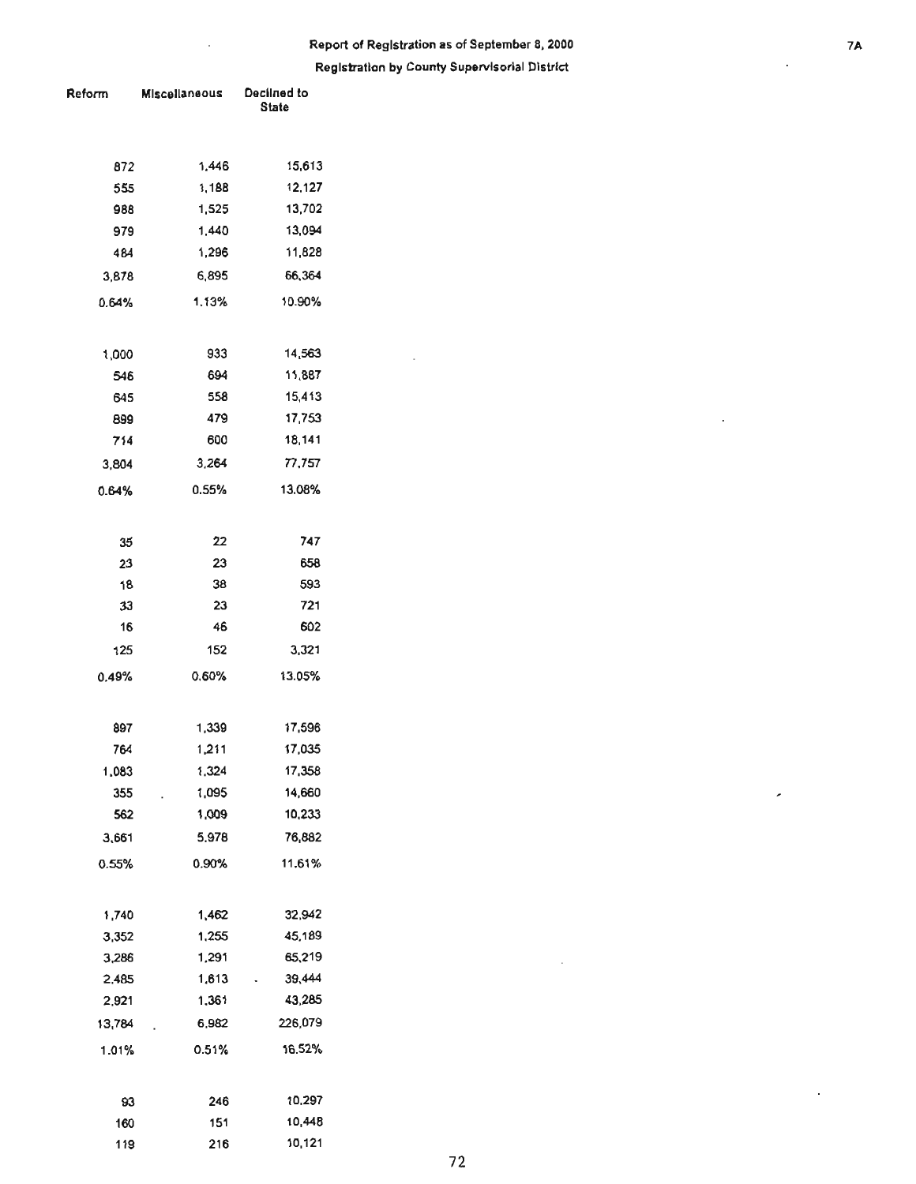Report of Registration as of September 8, 2000

Registration by County Supervisorial District

| Reform | Miscellaneous | Declined to State |
|---|---|---|
| 872 | 1,446 | 15,613 |
| 555 | 1,188 | 12,127 |
| 988 | 1,525 | 13,702 |
| 979 | 1,440 | 13,094 |
| 484 | 1,296 | 11,828 |
| 3,878 | 6,895 | 66,364 |
| 0.64% | 1.13% | 10.90% |
| | | |
| 1,000 | 933 | 14,563 |
| 546 | 694 | 11,887 |
| 645 | 558 | 15,413 |
| 899 | 479 | 17,753 |
| 714 | 600 | 18,141 |
| 3,804 | 3,264 | 77,757 |
| 0.64% | 0.55% | 13.08% |
| | | |
| 35 | 22 | 747 |
| 23 | 23 | 658 |
| 18 | 38 | 593 |
| 33 | 23 | 721 |
| 16 | 46 | 602 |
| 125 | 152 | 3,321 |
| 0.49% | 0.60% | 13.05% |
| | | |
| 897 | 1,339 | 17,596 |
| 764 | 1,211 | 17,035 |
| 1,083 | 1,324 | 17,358 |
| 355 | 1,095 | 14,660 |
| 562 | 1,009 | 10,233 |
| 3,661 | 5,978 | 76,882 |
| 0.55% | 0.90% | 11.61% |
| | | |
| 1,740 | 1,462 | 32,942 |
| 3,352 | 1,255 | 45,189 |
| 3,286 | 1,291 | 65,219 |
| 2,485 | 1,613 | 39,444 |
| 2,921 | 1,361 | 43,285 |
| 13,784 | 6,982 | 226,079 |
| 1.01% | 0.51% | 16.52% |
| | | |
| 93 | 246 | 10,297 |
| 160 | 151 | 10,448 |
| 119 | 216 | 10,121 |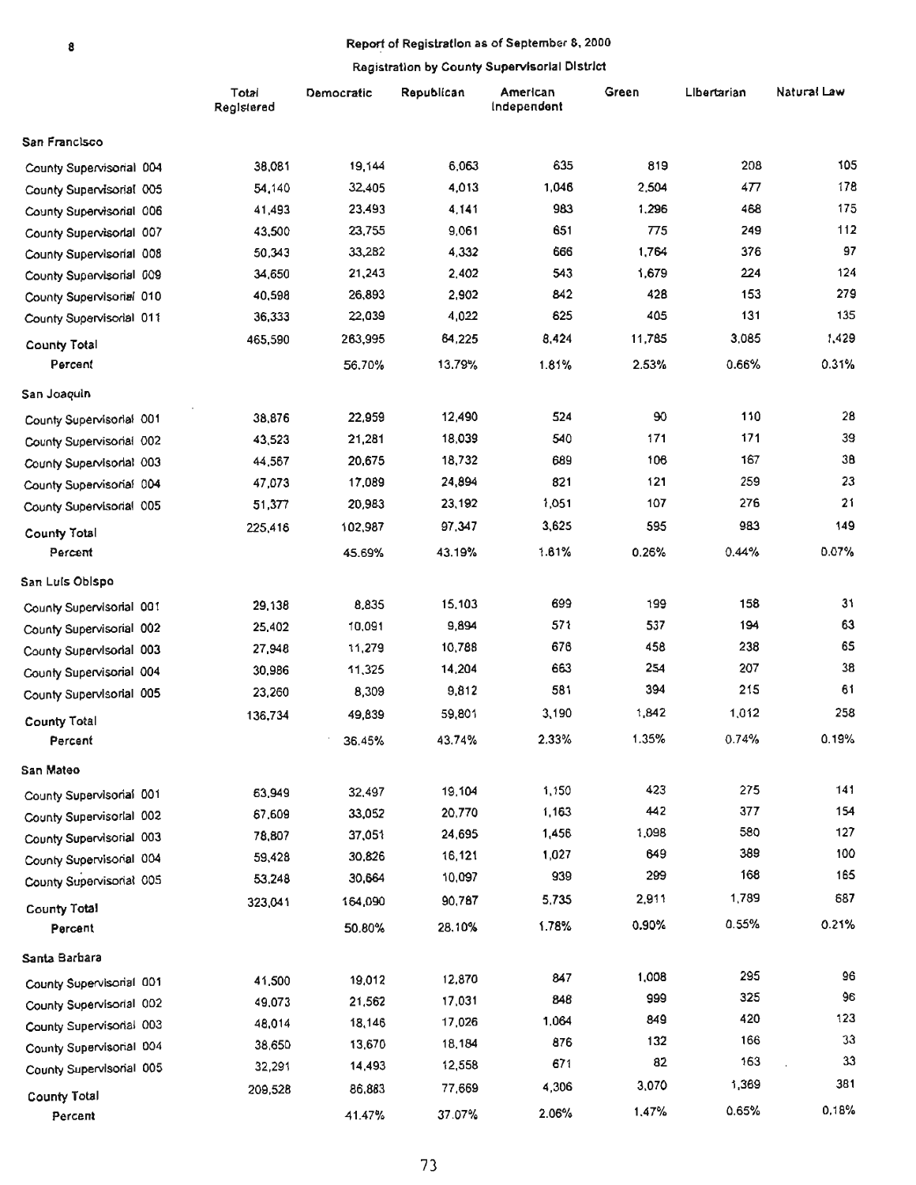## Report of Registration as of September 8, 2000

### Registration by County Supervisorial District

| | Total Registered | Democratic | Republican | American Independent | Green | Libertarian | Natural Law |
|---|---|---|---|---|---|---|---|
| **San Francisco** | | | | | | | |
| County Supervisorial 004 | 38,081 | 19,144 | 6,063 | 635 | 819 | 208 | 105 |
| County Supervisorial 005 | 54,140 | 32,405 | 4,013 | 1,046 | 2,504 | 477 | 178 |
| County Supervisorial 006 | 41,493 | 23,493 | 4,141 | 983 | 1,296 | 468 | 175 |
| County Supervisorial 007 | 43,500 | 23,755 | 9,061 | 651 | 775 | 249 | 112 |
| County Supervisorial 008 | 50,343 | 33,282 | 4,332 | 666 | 1,764 | 376 | 97 |
| County Supervisorial 009 | 34,650 | 21,243 | 2,402 | 543 | 1,679 | 224 | 124 |
| County Supervisorial 010 | 40,598 | 26,893 | 2,902 | 842 | 428 | 153 | 279 |
| County Supervisorial 011 | 36,333 | 22,039 | 4,022 | 625 | 405 | 131 | 135 |
| **County Total** | 465,590 | 263,995 | 64,225 | 8,424 | 11,785 | 3,085 | 1,429 |
| Percent | | 56.70% | 13.79% | 1.81% | 2.53% | 0.66% | 0.31% |
| **San Joaquin** | | | | | | | |
| County Supervisorial 001 | 38,876 | 22,959 | 12,490 | 524 | 90 | 110 | 28 |
| County Supervisorial 002 | 43,523 | 21,281 | 18,039 | 540 | 171 | 171 | 39 |
| County Supervisorial 003 | 44,567 | 20,675 | 18,732 | 689 | 106 | 167 | 38 |
| County Supervisorial 004 | 47,073 | 17,089 | 24,894 | 821 | 121 | 259 | 23 |
| County Supervisorial 005 | 51,377 | 20,983 | 23,192 | 1,051 | 107 | 276 | 21 |
| **County Total** | 225,416 | 102,987 | 97,347 | 3,625 | 595 | 983 | 149 |
| Percent | | 45.69% | 43.19% | 1.61% | 0.26% | 0.44% | 0.07% |
| **San Luis Obispo** | | | | | | | |
| County Supervisorial 001 | 29,138 | 8,835 | 15,103 | 699 | 199 | 158 | 31 |
| County Supervisorial 002 | 25,402 | 10,091 | 9,894 | 571 | 537 | 194 | 63 |
| County Supervisorial 003 | 27,948 | 11,279 | 10,788 | 676 | 458 | 238 | 65 |
| County Supervisorial 004 | 30,986 | 11,325 | 14,204 | 663 | 254 | 207 | 38 |
| County Supervisorial 005 | 23,260 | 8,309 | 9,812 | 581 | 394 | 215 | 61 |
| **County Total** | 136,734 | 49,839 | 59,801 | 3,190 | 1,842 | 1,012 | 258 |
| Percent | | 36.45% | 43.74% | 2.33% | 1.35% | 0.74% | 0.19% |
| **San Mateo** | | | | | | | |
| County Supervisorial 001 | 63,949 | 32,497 | 19,104 | 1,150 | 423 | 275 | 141 |
| County Supervisorial 002 | 67,609 | 33,052 | 20,770 | 1,163 | 442 | 377 | 154 |
| County Supervisorial 003 | 78,807 | 37,051 | 24,695 | 1,456 | 1,098 | 580 | 127 |
| County Supervisorial 004 | 59,428 | 30,826 | 16,121 | 1,027 | 649 | 389 | 100 |
| County Supervisorial 005 | 53,248 | 30,664 | 10,097 | 939 | 299 | 168 | 165 |
| **County Total** | 323,041 | 164,090 | 90,787 | 5,735 | 2,911 | 1,789 | 687 |
| Percent | | 50.80% | 28.10% | 1.78% | 0.90% | 0.55% | 0.21% |
| **Santa Barbara** | | | | | | | |
| County Supervisorial 001 | 41,500 | 19,012 | 12,870 | 847 | 1,008 | 295 | 96 |
| County Supervisorial 002 | 49,073 | 21,562 | 17,031 | 848 | 999 | 325 | 96 |
| County Supervisorial 003 | 48,014 | 18,146 | 17,026 | 1,064 | 849 | 420 | 123 |
| County Supervisorial 004 | 38,650 | 13,670 | 18,184 | 876 | 132 | 166 | 33 |
| County Supervisorial 005 | 32,291 | 14,493 | 12,558 | 671 | 82 | 163 | 33 |
| **County Total** | 209,528 | 86,883 | 77,669 | 4,306 | 3,070 | 1,369 | 381 |
| Percent | | 41.47% | 37.07% | 2.06% | 1.47% | 0.65% | 0.18% |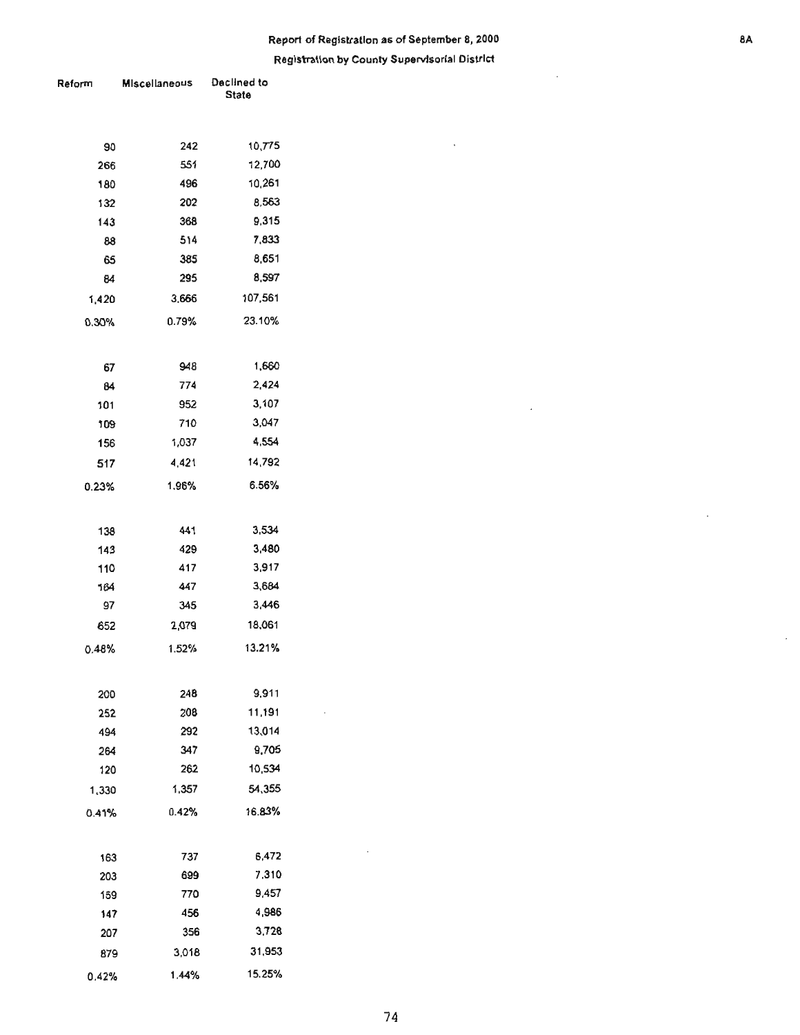Report of Registration as of September 8, 2000

Registration by County Supervisorial District

| Reform | Miscellaneous | Declined to State |
|---|---|---|
| 90 | 242 | 10,775 |
| 266 | 551 | 12,700 |
| 180 | 496 | 10,261 |
| 132 | 202 | 8,563 |
| 143 | 368 | 9,315 |
| 88 | 514 | 7,833 |
| 65 | 385 | 8,651 |
| 84 | 295 | 8,597 |
| 1,420 | 3,666 | 107,561 |
| 0.30% | 0.79% | 23.10% |
| | | |
| 67 | 948 | 1,660 |
| 84 | 774 | 2,424 |
| 101 | 952 | 3,107 |
| 109 | 710 | 3,047 |
| 156 | 1,037 | 4,554 |
| 517 | 4,421 | 14,792 |
| 0.23% | 1.96% | 6.56% |
| | | |
| 138 | 441 | 3,534 |
| 143 | 429 | 3,480 |
| 110 | 417 | 3,917 |
| 164 | 447 | 3,684 |
| 97 | 345 | 3,446 |
| 652 | 2,079 | 18,061 |
| 0.48% | 1.52% | 13.21% |
| | | |
| 200 | 248 | 9,911 |
| 252 | 208 | 11,191 |
| 494 | 292 | 13,014 |
| 264 | 347 | 9,705 |
| 120 | 262 | 10,534 |
| 1,330 | 1,357 | 54,355 |
| 0.41% | 0.42% | 16.83% |
| | | |
| 163 | 737 | 6,472 |
| 203 | 699 | 7,310 |
| 159 | 770 | 9,457 |
| 147 | 456 | 4,986 |
| 207 | 356 | 3,728 |
| 879 | 3,018 | 31,953 |
| 0.42% | 1.44% | 15.25% |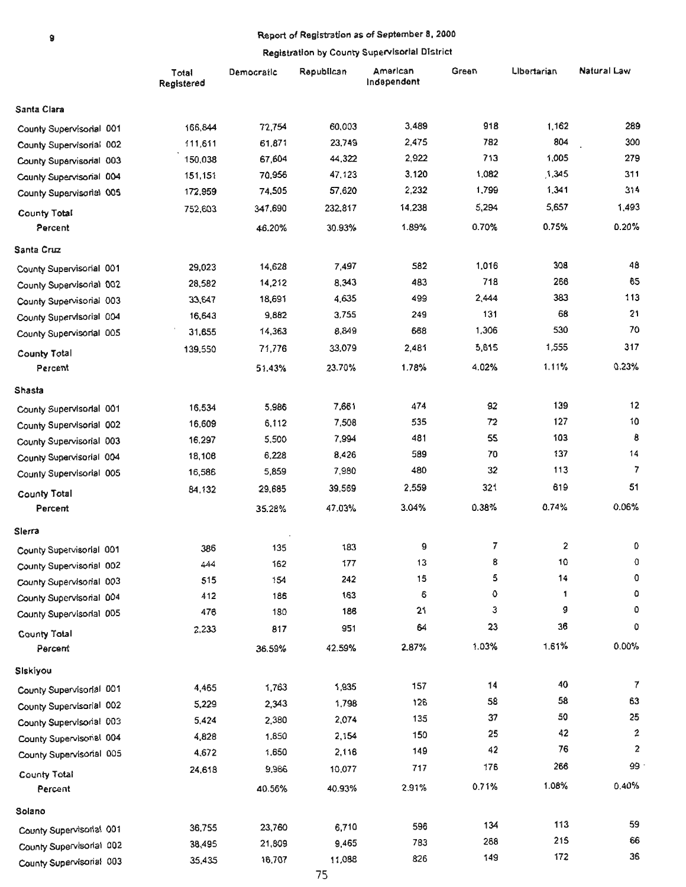## Report of Registration as of September 8, 2000

### Registration by County Supervisorial District

| | Total Registered | Democratic | Republican | American Independent | Green | Libertarian | Natural Law |
|---|---|---|---|---|---|---|---|
| **Santa Clara** | | | | | | | |
| County Supervisorial 001 | 166,844 | 72,754 | 60,003 | 3,489 | 918 | 1,162 | 289 |
| County Supervisorial 002 | 111,611 | 61,871 | 23,749 | 2,475 | 782 | 804 | 300 |
| County Supervisorial 003 | 150,038 | 67,604 | 44,322 | 2,922 | 713 | 1,005 | 279 |
| County Supervisorial 004 | 151,151 | 70,956 | 47,123 | 3,120 | 1,082 | 1,345 | 311 |
| County Supervisorial 005 | 172,959 | 74,505 | 57,620 | 2,232 | 1,799 | 1,341 | 314 |
| **County Total** | 752,603 | 347,690 | 232,817 | 14,238 | 5,294 | 5,657 | 1,493 |
| **Percent** | | 46.20% | 30.93% | 1.89% | 0.70% | 0.75% | 0.20% |
| **Santa Cruz** | | | | | | | |
| County Supervisorial 001 | 29,023 | 14,628 | 7,497 | 582 | 1,016 | 308 | 48 |
| County Supervisorial 002 | 28,582 | 14,212 | 8,343 | 483 | 718 | 266 | 65 |
| County Supervisorial 003 | 33,647 | 18,691 | 4,635 | 499 | 2,444 | 383 | 113 |
| County Supervisorial 004 | 16,643 | 9,882 | 3,755 | 249 | 131 | 68 | 21 |
| County Supervisorial 005 | 31,655 | 14,363 | 8,849 | 668 | 1,306 | 530 | 70 |
| **County Total** | 139,550 | 71,776 | 33,079 | 2,481 | 5,615 | 1,555 | 317 |
| **Percent** | | 51.43% | 23.70% | 1.78% | 4.02% | 1.11% | 0.23% |
| **Shasta** | | | | | | | |
| County Supervisorial 001 | 16,534 | 5,986 | 7,661 | 474 | 92 | 139 | 12 |
| County Supervisorial 002 | 16,609 | 6,112 | 7,508 | 535 | 72 | 127 | 10 |
| County Supervisorial 003 | 16,297 | 5,500 | 7,994 | 481 | 55 | 103 | 8 |
| County Supervisorial 004 | 18,106 | 6,228 | 8,426 | 589 | 70 | 137 | 14 |
| County Supervisorial 005 | 16,586 | 5,859 | 7,980 | 480 | 32 | 113 | 7 |
| **County Total** | 84,132 | 29,685 | 39,569 | 2,559 | 321 | 619 | 51 |
| **Percent** | | 35.28% | 47.03% | 3.04% | 0.38% | 0.74% | 0.06% |
| **Sierra** | | | | | | | |
| County Supervisorial 001 | 386 | 135 | 183 | 9 | 7 | 2 | 0 |
| County Supervisorial 002 | 444 | 162 | 177 | 13 | 8 | 10 | 0 |
| County Supervisorial 003 | 515 | 154 | 242 | 15 | 5 | 14 | 0 |
| County Supervisorial 004 | 412 | 186 | 163 | 6 | 0 | 1 | 0 |
| County Supervisorial 005 | 476 | 180 | 186 | 21 | 3 | 9 | 0 |
| **County Total** | 2,233 | 817 | 951 | 64 | 23 | 36 | 0 |
| **Percent** | | 36.59% | 42.59% | 2.87% | 1.03% | 1.61% | 0.00% |
| **Siskiyou** | | | | | | | |
| County Supervisorial 001 | 4,465 | 1,763 | 1,935 | 157 | 14 | 40 | 7 |
| County Supervisorial 002 | 5,229 | 2,343 | 1,798 | 126 | 58 | 58 | 63 |
| County Supervisorial 003 | 5,424 | 2,380 | 2,074 | 135 | 37 | 50 | 25 |
| County Supervisorial 004 | 4,828 | 1,850 | 2,154 | 150 | 25 | 42 | 2 |
| County Supervisorial 005 | 4,672 | 1,650 | 2,116 | 149 | 42 | 76 | 2 |
| **County Total** | 24,618 | 9,986 | 10,077 | 717 | 176 | 266 | 99 |
| **Percent** | | 40.56% | 40.93% | 2.91% | 0.71% | 1.08% | 0.40% |
| **Solano** | | | | | | | |
| County Supervisorial 001 | 36,755 | 23,760 | 6,710 | 596 | 134 | 113 | 59 |
| County Supervisorial 002 | 38,495 | 21,809 | 9,465 | 783 | 268 | 215 | 66 |
| County Supervisorial 003 | 35,435 | 16,707 | 11,088 | 826 | 149 | 172 | 36 |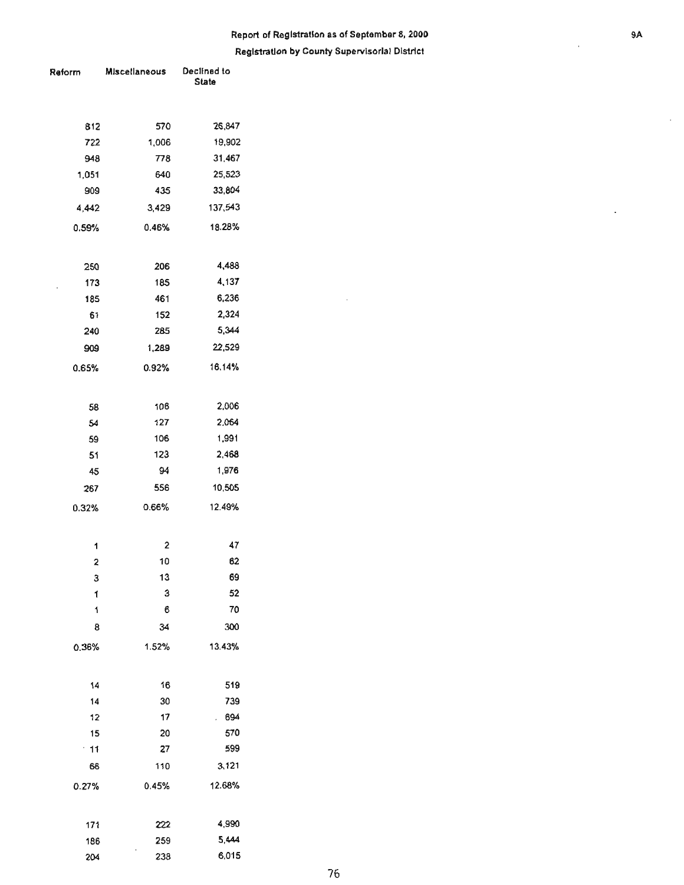Report of Registration as of September 8, 2000

Registration by County Supervisorial District

| Reform | Miscellaneous | Declined to State |
|---|---|---|
| 812 | 570 | 26,847 |
| 722 | 1,006 | 19,902 |
| 948 | 778 | 31,467 |
| 1,051 | 640 | 25,523 |
| 909 | 435 | 33,804 |
| 4,442 | 3,429 | 137,543 |
| 0.59% | 0.46% | 18.28% |
| | | |
| 250 | 206 | 4,488 |
| 173 | 185 | 4,137 |
| 185 | 461 | 6,236 |
| 61 | 152 | 2,324 |
| 240 | 285 | 5,344 |
| 909 | 1,289 | 22,529 |
| 0.65% | 0.92% | 16.14% |
| | | |
| 58 | 106 | 2,006 |
| 54 | 127 | 2,064 |
| 59 | 106 | 1,991 |
| 51 | 123 | 2,468 |
| 45 | 94 | 1,976 |
| 267 | 556 | 10,505 |
| 0.32% | 0.66% | 12.49% |
| | | |
| 1 | 2 | 47 |
| 2 | 10 | 62 |
| 3 | 13 | 69 |
| 1 | 3 | 52 |
| 1 | 6 | 70 |
| 8 | 34 | 300 |
| 0.36% | 1.52% | 13.43% |
| | | |
| 14 | 16 | 519 |
| 14 | 30 | 739 |
| 12 | 17 | 694 |
| 15 | 20 | 570 |
| 11 | 27 | 599 |
| 66 | 110 | 3,121 |
| 0.27% | 0.45% | 12.68% |
| | | |
| 171 | 222 | 4,990 |
| 186 | 259 | 5,444 |
| 204 | 238 | 6,015 |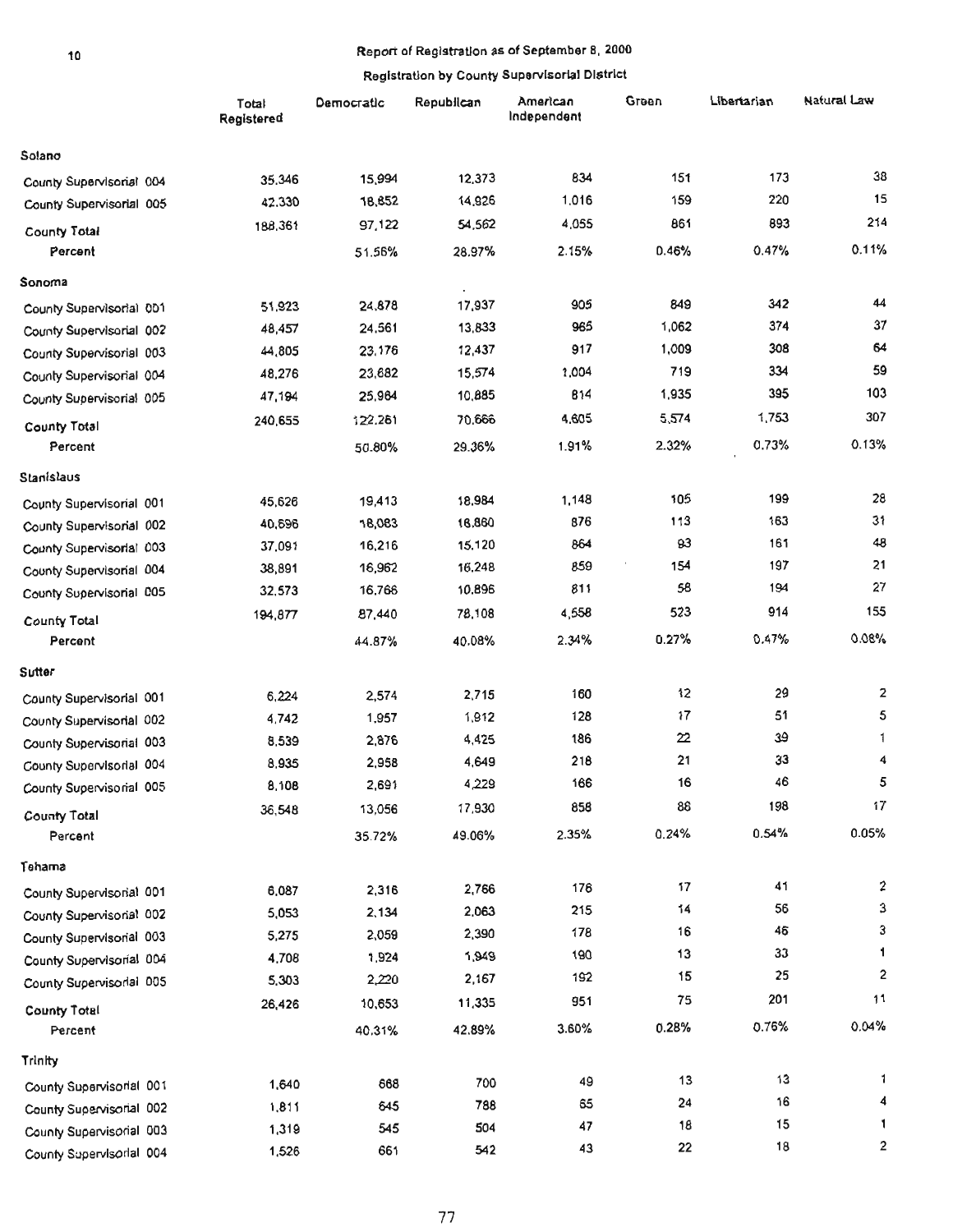## Report of Registration as of September 8, 2000

### Registration by County Supervisorial District

| | Total Registered | Democratic | Republican | American Independent | Green | Libertarian | Natural Law |
|---|---|---|---|---|---|---|---|
| **Solano** | | | | | | | |
| County Supervisorial 004 | 35,346 | 15,994 | 12,373 | 834 | 151 | 173 | 38 |
| County Supervisorial 005 | 42,330 | 18,852 | 14,926 | 1,016 | 159 | 220 | 15 |
| **County Total** | 188,361 | 97,122 | 54,562 | 4,055 | 861 | 893 | 214 |
| **Percent** | | 51.56% | 28.97% | 2.15% | 0.46% | 0.47% | 0.11% |
| **Sonoma** | | | | | | | |
| County Supervisorial 001 | 51,923 | 24,878 | 17,937 | 905 | 849 | 342 | 44 |
| County Supervisorial 002 | 48,457 | 24,561 | 13,833 | 965 | 1,062 | 374 | 37 |
| County Supervisorial 003 | 44,805 | 23,176 | 12,437 | 917 | 1,009 | 308 | 64 |
| County Supervisorial 004 | 48,276 | 23,682 | 15,574 | 1,004 | 719 | 334 | 59 |
| County Supervisorial 005 | 47,194 | 25,964 | 10,885 | 814 | 1,935 | 395 | 103 |
| **County Total** | 240,655 | 122,261 | 70,666 | 4,605 | 5,574 | 1,753 | 307 |
| **Percent** | | 50.80% | 29.36% | 1.91% | 2.32% | 0.73% | 0.13% |
| **Stanislaus** | | | | | | | |
| County Supervisorial 001 | 45,626 | 19,413 | 18,984 | 1,148 | 105 | 199 | 28 |
| County Supervisorial 002 | 40,696 | 18,083 | 16,860 | 876 | 113 | 163 | 31 |
| County Supervisorial 003 | 37,091 | 16,216 | 15,120 | 864 | 93 | 161 | 48 |
| County Supervisorial 004 | 38,891 | 16,962 | 16,248 | 859 | 154 | 197 | 21 |
| County Supervisorial 005 | 32,573 | 16,766 | 10,896 | 811 | 58 | 194 | 27 |
| **County Total** | 194,877 | 87,440 | 78,108 | 4,558 | 523 | 914 | 155 |
| **Percent** | | 44.87% | 40.08% | 2.34% | 0.27% | 0.47% | 0.08% |
| **Sutter** | | | | | | | |
| County Supervisorial 001 | 6,224 | 2,574 | 2,715 | 160 | 12 | 29 | 2 |
| County Supervisorial 002 | 4,742 | 1,957 | 1,912 | 128 | 17 | 51 | 5 |
| County Supervisorial 003 | 8,539 | 2,876 | 4,425 | 186 | 22 | 39 | 1 |
| County Supervisorial 004 | 8,935 | 2,958 | 4,649 | 218 | 21 | 33 | 4 |
| County Supervisorial 005 | 8,108 | 2,691 | 4,229 | 166 | 16 | 46 | 5 |
| **County Total** | 36,548 | 13,056 | 17,930 | 858 | 88 | 198 | 17 |
| **Percent** | | 35.72% | 49.06% | 2.35% | 0.24% | 0.54% | 0.05% |
| **Tehama** | | | | | | | |
| County Supervisorial 001 | 6,087 | 2,316 | 2,766 | 176 | 17 | 41 | 2 |
| County Supervisorial 002 | 5,053 | 2,134 | 2,063 | 215 | 14 | 56 | 3 |
| County Supervisorial 003 | 5,275 | 2,059 | 2,390 | 178 | 16 | 46 | 3 |
| County Supervisorial 004 | 4,708 | 1,924 | 1,949 | 190 | 13 | 33 | 1 |
| County Supervisorial 005 | 5,303 | 2,220 | 2,167 | 192 | 15 | 25 | 2 |
| **County Total** | 26,426 | 10,653 | 11,335 | 951 | 75 | 201 | 11 |
| **Percent** | | 40.31% | 42.89% | 3.60% | 0.28% | 0.76% | 0.04% |
| **Trinity** | | | | | | | |
| County Supervisorial 001 | 1,640 | 668 | 700 | 49 | 13 | 13 | 1 |
| County Supervisorial 002 | 1,811 | 645 | 788 | 65 | 24 | 16 | 4 |
| County Supervisorial 003 | 1,319 | 545 | 504 | 47 | 18 | 15 | 1 |
| County Supervisorial 004 | 1,526 | 661 | 542 | 43 | 22 | 18 | 2 |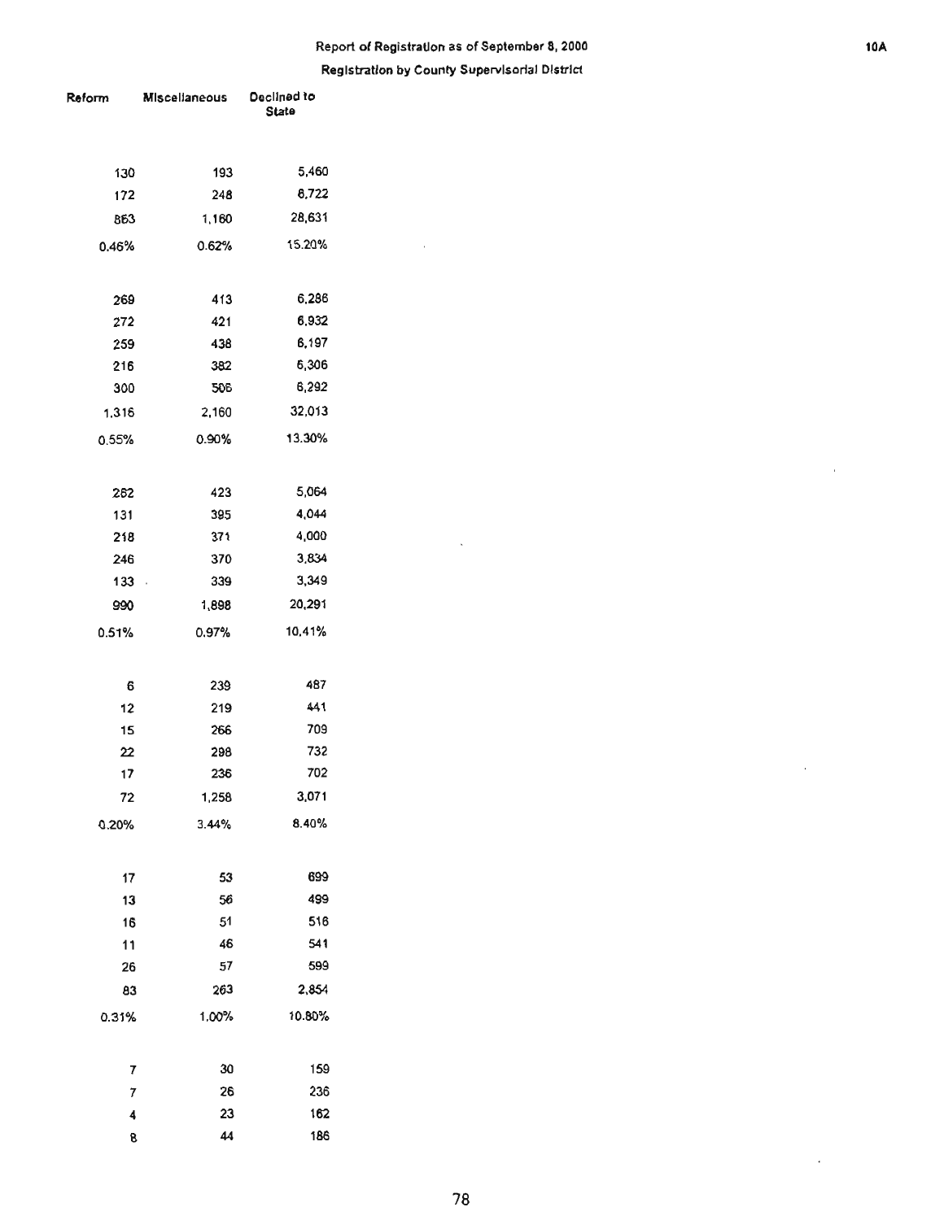Report of Registration as of September 8, 2000

Registration by County Supervisorial District

| Reform | Miscellaneous | Declined to State |
|---|---|---|
| 130 | 193 | 5,460 |
| 172 | 248 | 8,722 |
| 863 | 1,160 | 28,631 |
| 0.46% | 0.62% | 15.20% |
| | | |
| 269 | 413 | 6,286 |
| 272 | 421 | 6,932 |
| 259 | 438 | 6,197 |
| 216 | 382 | 6,306 |
| 300 | 506 | 6,292 |
| 1,316 | 2,160 | 32,013 |
| 0.55% | 0.90% | 13.30% |
| | | |
| 262 | 423 | 5,064 |
| 131 | 395 | 4,044 |
| 218 | 371 | 4,000 |
| 246 | 370 | 3,834 |
| 133 | 339 | 3,349 |
| 990 | 1,898 | 20,291 |
| 0.51% | 0.97% | 10.41% |
| | | |
| 6 | 239 | 487 |
| 12 | 219 | 441 |
| 15 | 266 | 709 |
| 22 | 298 | 732 |
| 17 | 236 | 702 |
| 72 | 1,258 | 3,071 |
| 0.20% | 3.44% | 8.40% |
| | | |
| 17 | 53 | 699 |
| 13 | 56 | 499 |
| 16 | 51 | 516 |
| 11 | 46 | 541 |
| 26 | 57 | 599 |
| 83 | 263 | 2,854 |
| 0.31% | 1.00% | 10.80% |
| | | |
| 7 | 30 | 159 |
| 7 | 26 | 236 |
| 4 | 23 | 162 |
| 8 | 44 | 186 |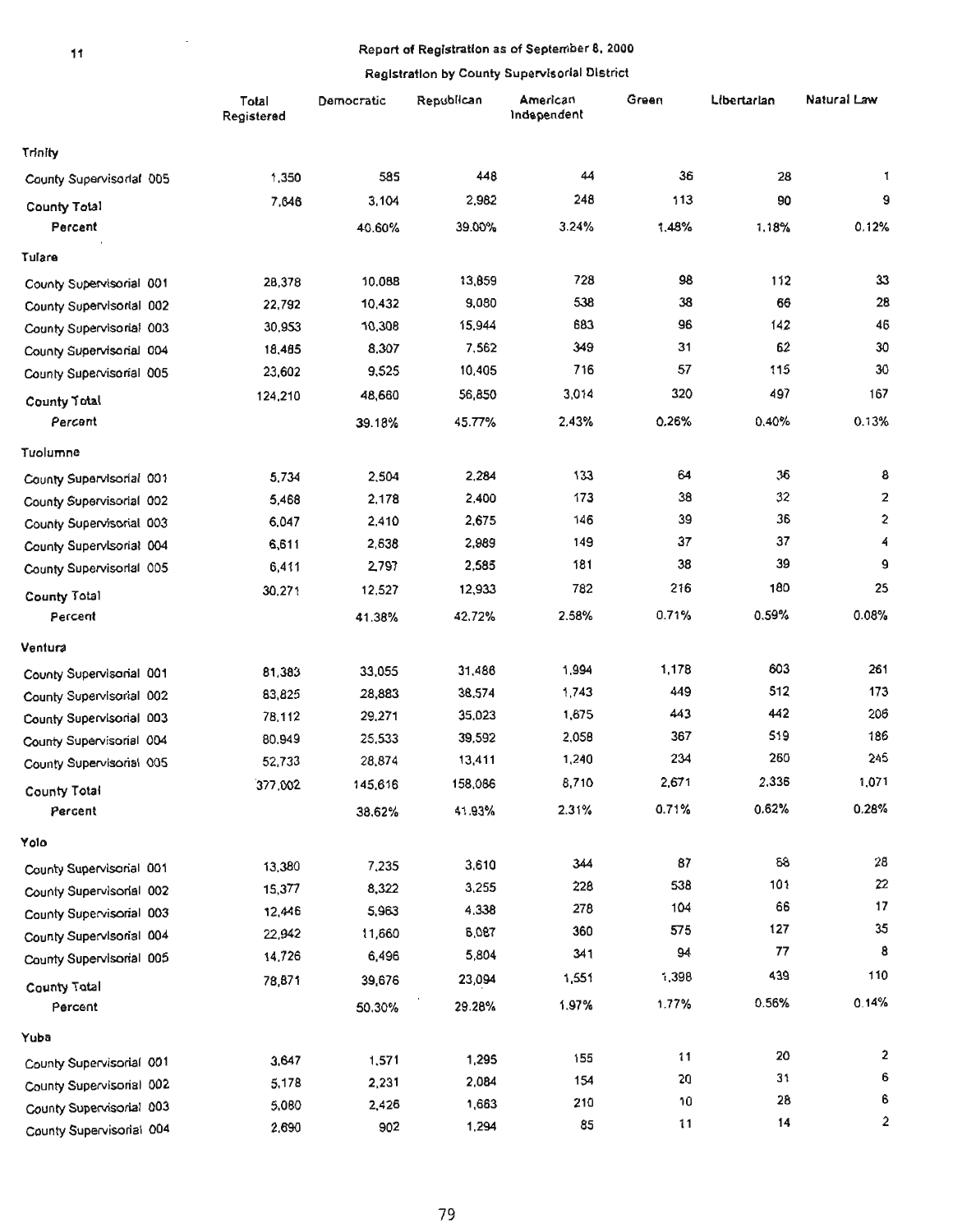## Report of Registration as of September 8, 2000

### Registration by County Supervisorial District

| | Total Registered | Democratic | Republican | American Independent | Green | Libertarian | Natural Law |
|---|---|---|---|---|---|---|---|
| **Trinity** | | | | | | | |
| County Supervisorial 005 | 1,350 | 585 | 448 | 44 | 36 | 28 | 1 |
| County Total | 7,646 | 3,104 | 2,982 | 248 | 113 | 90 | 9 |
| Percent | | 40.60% | 39.00% | 3.24% | 1.48% | 1.18% | 0.12% |
| **Tulare** | | | | | | | |
| County Supervisorial 001 | 28,378 | 10,088 | 13,859 | 728 | 98 | 112 | 33 |
| County Supervisorial 002 | 22,792 | 10,432 | 9,080 | 538 | 38 | 66 | 28 |
| County Supervisorial 003 | 30,953 | 10,308 | 15,944 | 683 | 96 | 142 | 46 |
| County Supervisorial 004 | 18,485 | 8,307 | 7,562 | 349 | 31 | 62 | 30 |
| County Supervisorial 005 | 23,602 | 9,525 | 10,405 | 716 | 57 | 115 | 30 |
| County Total | 124,210 | 48,660 | 56,850 | 3,014 | 320 | 497 | 167 |
| Percent | | 39.18% | 45.77% | 2.43% | 0.26% | 0.40% | 0.13% |
| **Tuolumne** | | | | | | | |
| County Supervisorial 001 | 5,734 | 2,504 | 2,284 | 133 | 64 | 36 | 8 |
| County Supervisorial 002 | 5,468 | 2,178 | 2,400 | 173 | 38 | 32 | 2 |
| County Supervisorial 003 | 6,047 | 2,410 | 2,675 | 146 | 39 | 36 | 2 |
| County Supervisorial 004 | 6,611 | 2,638 | 2,989 | 149 | 37 | 37 | 4 |
| County Supervisorial 005 | 6,411 | 2,797 | 2,585 | 181 | 38 | 39 | 9 |
| County Total | 30,271 | 12,527 | 12,933 | 782 | 216 | 180 | 25 |
| Percent | | 41.38% | 42.72% | 2.58% | 0.71% | 0.59% | 0.08% |
| **Ventura** | | | | | | | |
| County Supervisorial 001 | 81,383 | 33,055 | 31,486 | 1,994 | 1,178 | 603 | 261 |
| County Supervisorial 002 | 83,825 | 28,883 | 38,574 | 1,743 | 449 | 512 | 173 |
| County Supervisorial 003 | 78,112 | 29,271 | 35,023 | 1,675 | 443 | 442 | 206 |
| County Supervisorial 004 | 80,949 | 25,533 | 39,592 | 2,058 | 367 | 519 | 186 |
| County Supervisorial 005 | 52,733 | 28,874 | 13,411 | 1,240 | 234 | 260 | 245 |
| County Total | 377,002 | 145,616 | 158,086 | 8,710 | 2,671 | 2,336 | 1,071 |
| Percent | | 38.62% | 41.93% | 2.31% | 0.71% | 0.62% | 0.28% |
| **Yolo** | | | | | | | |
| County Supervisorial 001 | 13,380 | 7,235 | 3,610 | 344 | 87 | 68 | 28 |
| County Supervisorial 002 | 15,377 | 8,322 | 3,255 | 228 | 538 | 101 | 22 |
| County Supervisorial 003 | 12,446 | 5,963 | 4,338 | 278 | 104 | 66 | 17 |
| County Supervisorial 004 | 22,942 | 11,660 | 6,087 | 360 | 575 | 127 | 35 |
| County Supervisorial 005 | 14,726 | 6,496 | 5,804 | 341 | 94 | 77 | 8 |
| County Total | 78,871 | 39,676 | 23,094 | 1,551 | 1,398 | 439 | 110 |
| Percent | | 50.30% | 29.28% | 1.97% | 1.77% | 0.56% | 0.14% |
| **Yuba** | | | | | | | |
| County Supervisorial 001 | 3,647 | 1,571 | 1,295 | 155 | 11 | 20 | 2 |
| County Supervisorial 002 | 5,178 | 2,231 | 2,084 | 154 | 20 | 31 | 6 |
| County Supervisorial 003 | 5,080 | 2,426 | 1,663 | 210 | 10 | 28 | 6 |
| County Supervisorial 004 | 2,690 | 902 | 1,294 | 85 | 11 | 14 | 2 |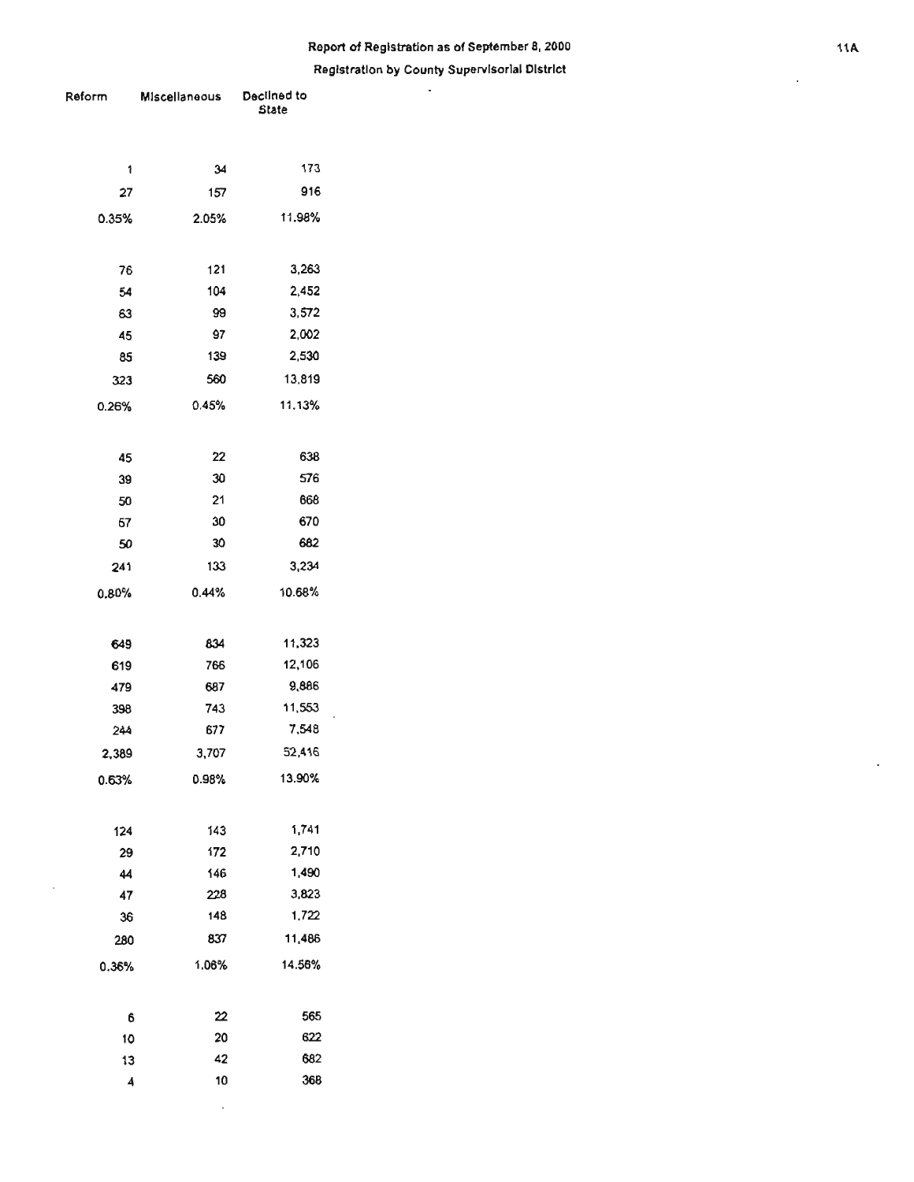## Report of Registration as of September 8, 2000

### Registration by County Supervisorial District

| Reform | Miscellaneous | Declined to State |
|---|---|---|
| 1 | 34 | 173 |
| 27 | 157 | 916 |
| 0.35% | 2.05% | 11.98% |
| | | |
| 76 | 121 | 3,263 |
| 54 | 104 | 2,452 |
| 63 | 99 | 3,572 |
| 45 | 97 | 2,002 |
| 85 | 139 | 2,530 |
| 323 | 560 | 13,819 |
| 0.26% | 0.45% | 11.13% |
| | | |
| 45 | 22 | 638 |
| 39 | 30 | 576 |
| 50 | 21 | 668 |
| 57 | 30 | 670 |
| 50 | 30 | 682 |
| 241 | 133 | 3,234 |
| 0.80% | 0.44% | 10.68% |
| | | |
| 649 | 834 | 11,323 |
| 619 | 766 | 12,106 |
| 479 | 687 | 9,886 |
| 398 | 743 | 11,553 |
| 244 | 677 | 7,548 |
| 2,389 | 3,707 | 52,416 |
| 0.63% | 0.98% | 13.90% |
| | | |
| 124 | 143 | 1,741 |
| 29 | 172 | 2,710 |
| 44 | 146 | 1,490 |
| 47 | 228 | 3,823 |
| 36 | 148 | 1,722 |
| 280 | 837 | 11,486 |
| 0.36% | 1.06% | 14.56% |
| | | |
| 6 | 22 | 565 |
| 10 | 20 | 622 |
| 13 | 42 | 682 |
| 4 | 10 | 368 |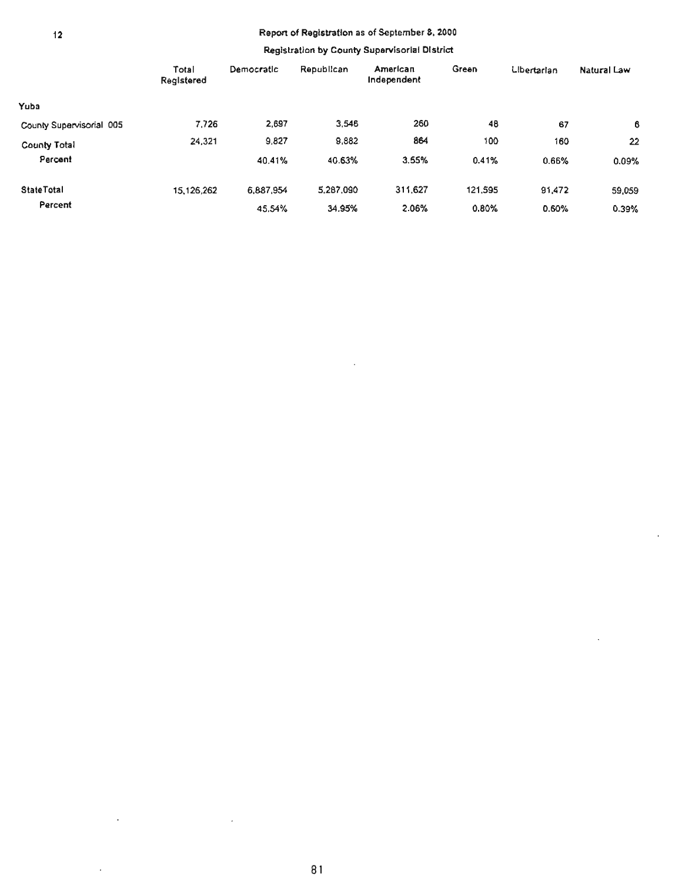## Report of Registration as of September 8, 2000

### Registration by County Supervisorial District

| | Total Registered | Democratic | Republican | American Independent | Green | Libertarian | Natural Law |
|---|---|---|---|---|---|---|---|
| **Yuba** | | | | | | | |
| County Supervisorial 005 | 7,726 | 2,697 | 3,546 | 260 | 48 | 67 | 6 |
| County Total | 24,321 | 9,827 | 9,882 | 864 | 100 | 160 | 22 |
| Percent | | 40.41% | 40.63% | 3.55% | 0.41% | 0.66% | 0.09% |
| State Total | 15,126,262 | 6,887,954 | 5,287,090 | 311,627 | 121,595 | 91,472 | 59,059 |
| Percent | | 45.54% | 34.95% | 2.06% | 0.80% | 0.60% | 0.39% |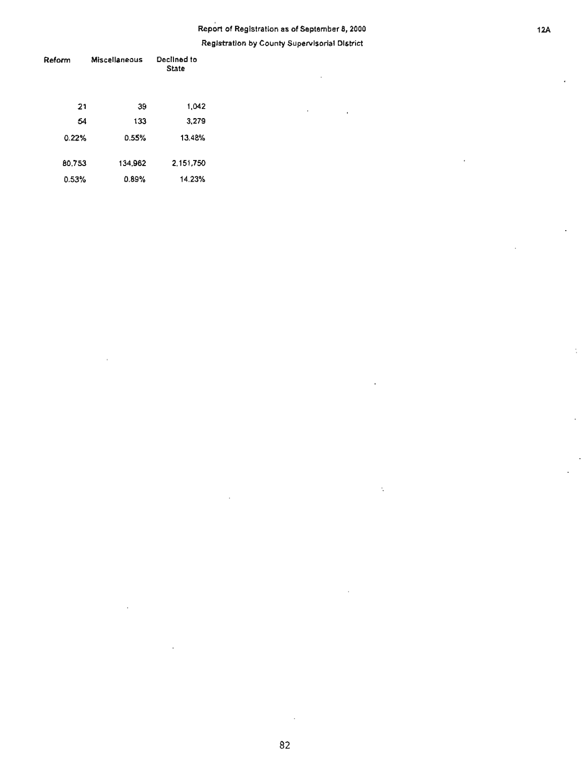Report of Registration as of September 8, 2000

Registration by County Supervisorial District

| Reform | Miscellaneous | Declined to State |
|---|---|---|
| 21 | 39 | 1,042 |
| 54 | 133 | 3,279 |
| 0.22% | 0.55% | 13.48% |
| 80,753 | 134,962 | 2,151,750 |
| 0.53% | 0.89% | 14.23% |